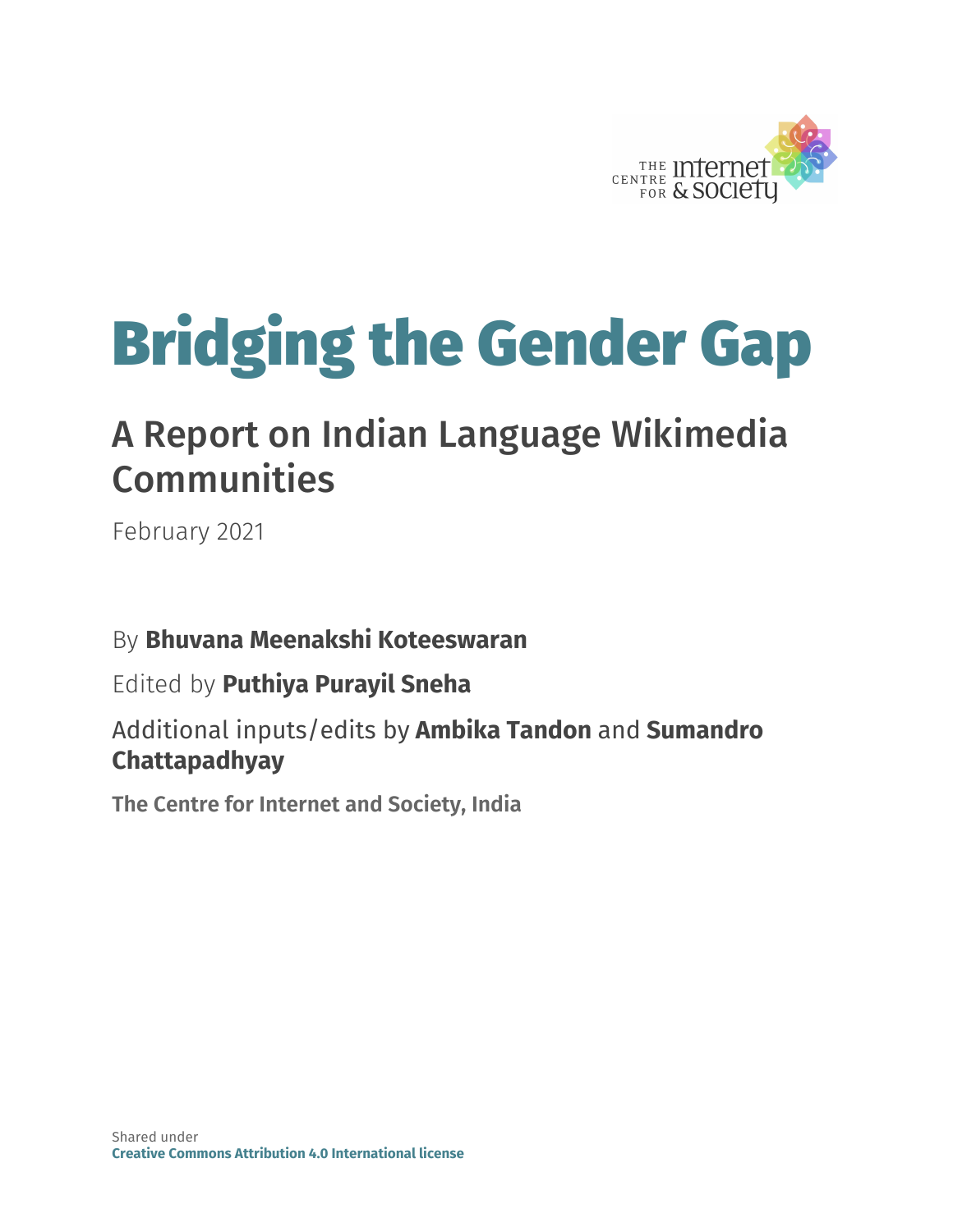# Bridging the Gender Gap

## A Report on Indian Language Wikimedia Communities

February 2021

By **Bhuvana Meenakshi Koteeswaran**

Edited by **Puthiya Purayil Sneha**

Additional inputs/edits by **Ambika Tandon** and **Sumandro Chattapadhyay**

**The Centre for Internet and Society, India**

Shared under
**Creative Commons Attribution 4.0 International license**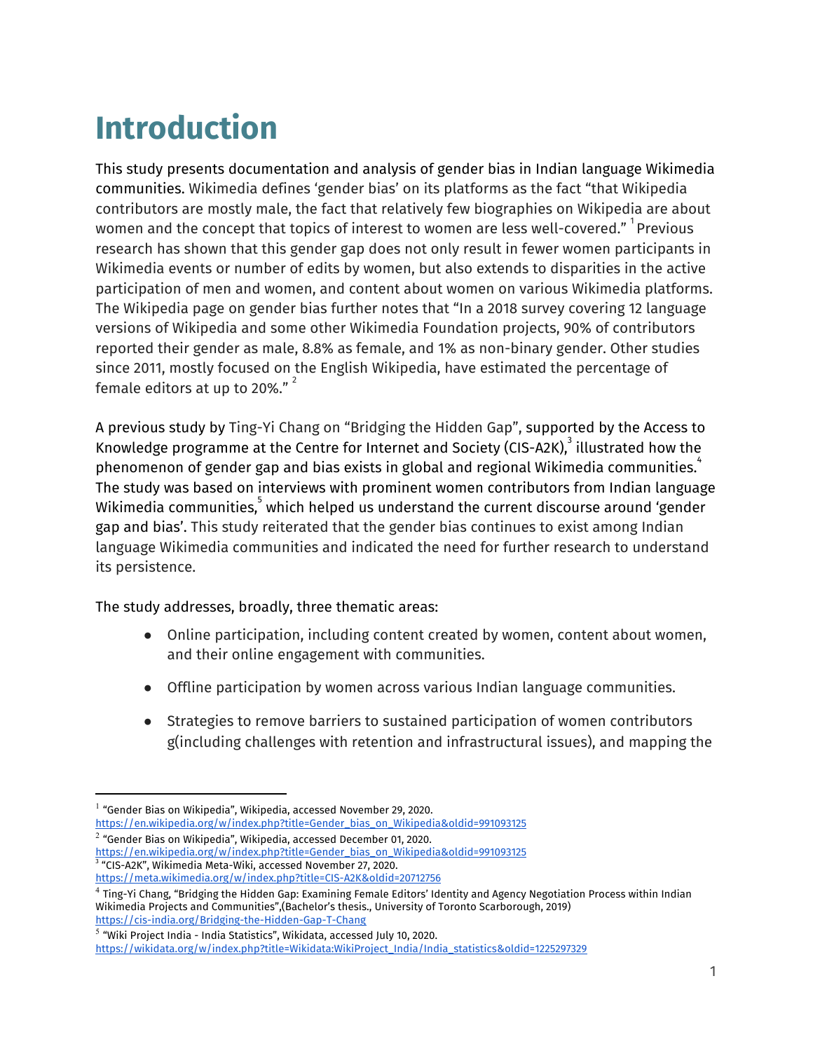# Introduction

This study presents documentation and analysis of gender bias in Indian language Wikimedia communities. Wikimedia defines 'gender bias' on its platforms as the fact "that Wikipedia contributors are mostly male, the fact that relatively few biographies on Wikipedia are about women and the concept that topics of interest to women are less well-covered." [1] Previous research has shown that this gender gap does not only result in fewer women participants in Wikimedia events or number of edits by women, but also extends to disparities in the active participation of men and women, and content about women on various Wikimedia platforms. The Wikipedia page on gender bias further notes that "In a 2018 survey covering 12 language versions of Wikipedia and some other Wikimedia Foundation projects, 90% of contributors reported their gender as male, 8.8% as female, and 1% as non-binary gender. Other studies since 2011, mostly focused on the English Wikipedia, have estimated the percentage of female editors at up to 20%." [2]

A previous study by Ting-Yi Chang on "Bridging the Hidden Gap", supported by the Access to Knowledge programme at the Centre for Internet and Society (CIS-A2K),[3] illustrated how the phenomenon of gender gap and bias exists in global and regional Wikimedia communities.[4] The study was based on interviews with prominent women contributors from Indian language Wikimedia communities,[5] which helped us understand the current discourse around 'gender gap and bias'. This study reiterated that the gender bias continues to exist among Indian language Wikimedia communities and indicated the need for further research to understand its persistence.

The study addresses, broadly, three thematic areas:

- Online participation, including content created by women, content about women, and their online engagement with communities.
- Offline participation by women across various Indian language communities.
- Strategies to remove barriers to sustained participation of women contributors g(including challenges with retention and infrastructural issues), and mapping the

---

[1] "Gender Bias on Wikipedia", Wikipedia, accessed November 29, 2020. https://en.wikipedia.org/w/index.php?title=Gender_bias_on_Wikipedia&oldid=991093125

[2] "Gender Bias on Wikipedia", Wikipedia, accessed December 01, 2020. https://en.wikipedia.org/w/index.php?title=Gender_bias_on_Wikipedia&oldid=991093125

[3] "CIS-A2K", Wikimedia Meta-Wiki, accessed November 27, 2020. https://meta.wikimedia.org/w/index.php?title=CIS-A2K&oldid=20712756

[4] Ting-Yi Chang, "Bridging the Hidden Gap: Examining Female Editors' Identity and Agency Negotiation Process within Indian Wikimedia Projects and Communities",(Bachelor's thesis., University of Toronto Scarborough, 2019) https://cis-india.org/Bridging-the-Hidden-Gap-T-Chang

[5] "Wiki Project India - India Statistics", Wikidata, accessed July 10, 2020. https://wikidata.org/w/index.php?title=Wikidata:WikiProject_India/India_statistics&oldid=1225297329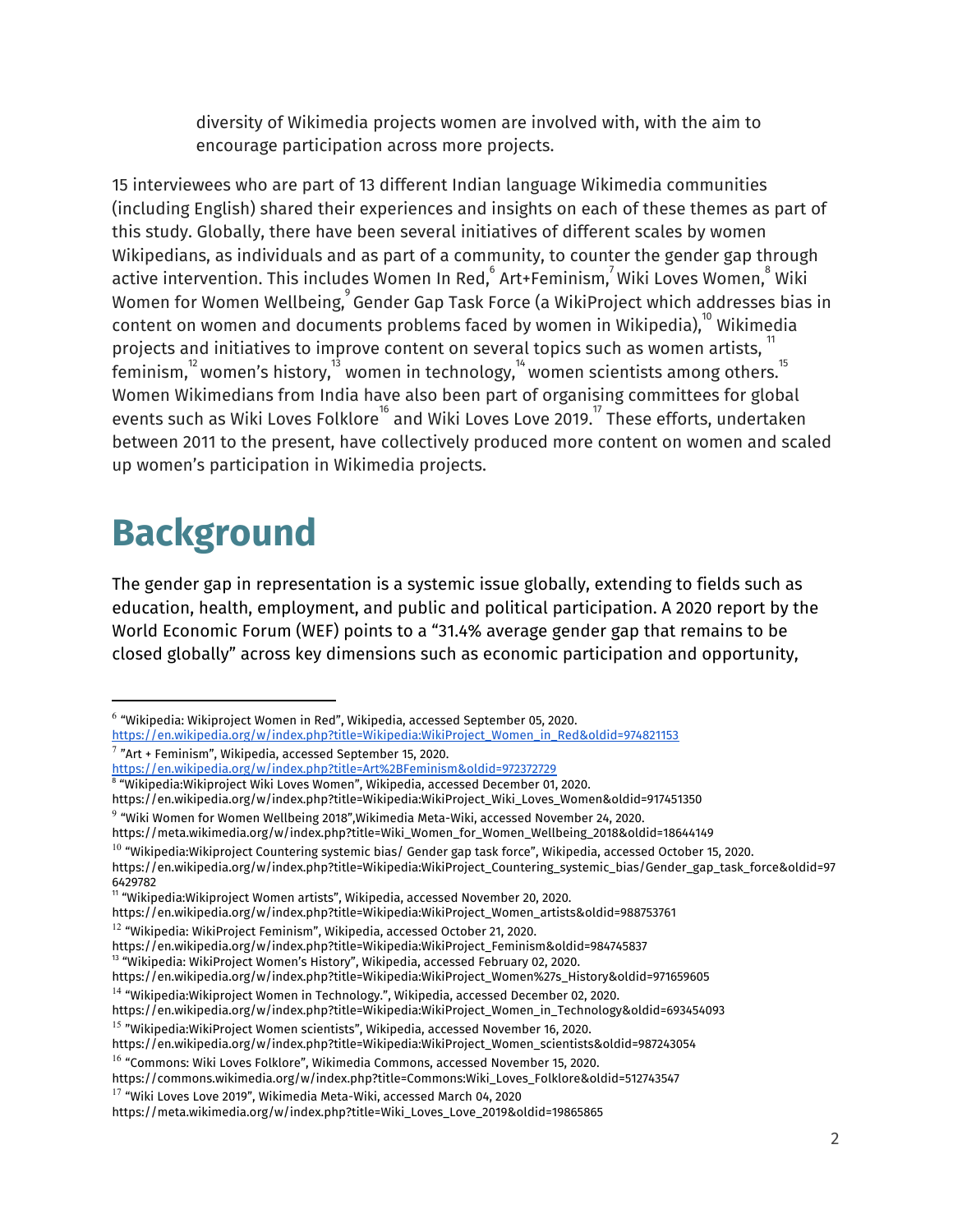diversity of Wikimedia projects women are involved with, with the aim to encourage participation across more projects.

15 interviewees who are part of 13 different Indian language Wikimedia communities (including English) shared their experiences and insights on each of these themes as part of this study. Globally, there have been several initiatives of different scales by women Wikipedians, as individuals and as part of a community, to counter the gender gap through active intervention. This includes Women In Red,[6] Art+Feminism,[7] Wiki Loves Women,[8] Wiki Women for Women Wellbeing,[9] Gender Gap Task Force (a WikiProject which addresses bias in content on women and documents problems faced by women in Wikipedia),[10] Wikimedia projects and initiatives to improve content on several topics such as women artists,[11] feminism,[12] women's history,[13] women in technology,[14] women scientists among others.[15] Women Wikimedians from India have also been part of organising committees for global events such as Wiki Loves Folklore[16] and Wiki Loves Love 2019.[17] These efforts, undertaken between 2011 to the present, have collectively produced more content on women and scaled up women's participation in Wikimedia projects.

# Background

The gender gap in representation is a systemic issue globally, extending to fields such as education, health, employment, and public and political participation. A 2020 report by the World Economic Forum (WEF) points to a "31.4% average gender gap that remains to be closed globally" across key dimensions such as economic participation and opportunity,

---

[6] "Wikipedia: Wikiproject Women in Red", Wikipedia, accessed September 05, 2020. https://en.wikipedia.org/w/index.php?title=Wikipedia:WikiProject_Women_in_Red&oldid=974821153

[7] "Art + Feminism", Wikipedia, accessed September 15, 2020. https://en.wikipedia.org/w/index.php?title=Art%2BFeminism&oldid=972372729

[8] "Wikipedia:Wikiproject Wiki Loves Women", Wikipedia, accessed December 01, 2020. https://en.wikipedia.org/w/index.php?title=Wikipedia:WikiProject_Wiki_Loves_Women&oldid=917451350

[9] "Wiki Women for Women Wellbeing 2018",Wikimedia Meta-Wiki, accessed November 24, 2020. https://meta.wikimedia.org/w/index.php?title=Wiki_Women_for_Women_Wellbeing_2018&oldid=18644149

[10] "Wikipedia:Wikiproject Countering systemic bias/ Gender gap task force", Wikipedia, accessed October 15, 2020. https://en.wikipedia.org/w/index.php?title=Wikipedia:WikiProject_Countering_systemic_bias/Gender_gap_task_force&oldid=976429782

[11] "Wikipedia:Wikiproject Women artists", Wikipedia, accessed November 20, 2020. https://en.wikipedia.org/w/index.php?title=Wikipedia:WikiProject_Women_artists&oldid=988753761

[12] "Wikipedia: WikiProject Feminism", Wikipedia, accessed October 21, 2020. https://en.wikipedia.org/w/index.php?title=Wikipedia:WikiProject_Feminism&oldid=984745837

[13] "Wikipedia: WikiProject Women's History", Wikipedia, accessed February 02, 2020. https://en.wikipedia.org/w/index.php?title=Wikipedia:WikiProject_Women%27s_History&oldid=971659605

[14] "Wikipedia:Wikiproject Women in Technology.", Wikipedia, accessed December 02, 2020. https://en.wikipedia.org/w/index.php?title=Wikipedia:WikiProject_Women_in_Technology&oldid=693454093

[15] "Wikipedia:WikiProject Women scientists", Wikipedia, accessed November 16, 2020. https://en.wikipedia.org/w/index.php?title=Wikipedia:WikiProject_Women_scientists&oldid=987243054

[16] "Commons: Wiki Loves Folklore", Wikimedia Commons, accessed November 15, 2020. https://commons.wikimedia.org/w/index.php?title=Commons:Wiki_Loves_Folklore&oldid=512743547

[17] "Wiki Loves Love 2019", Wikimedia Meta-Wiki, accessed March 04, 2020 https://meta.wikimedia.org/w/index.php?title=Wiki_Loves_Love_2019&oldid=19865865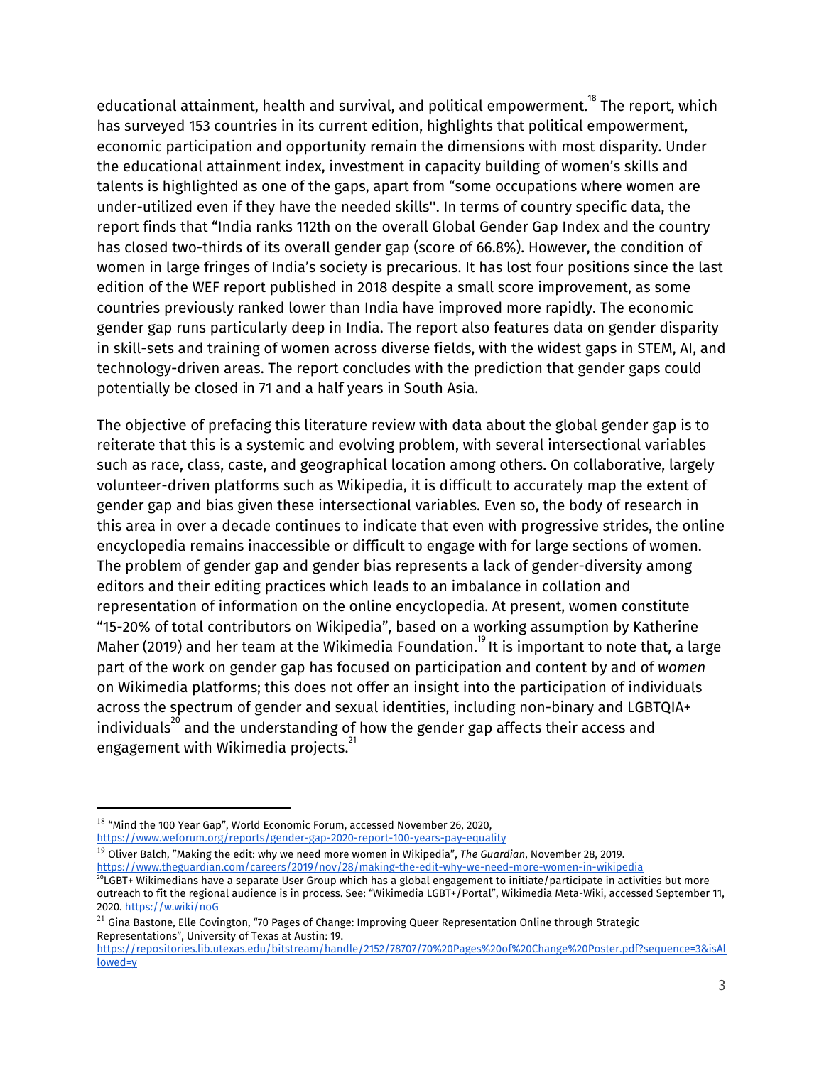educational attainment, health and survival, and political empowerment.[18] The report, which has surveyed 153 countries in its current edition, highlights that political empowerment, economic participation and opportunity remain the dimensions with most disparity. Under the educational attainment index, investment in capacity building of women's skills and talents is highlighted as one of the gaps, apart from "some occupations where women are under-utilized even if they have the needed skills''. In terms of country specific data, the report finds that "India ranks 112th on the overall Global Gender Gap Index and the country has closed two-thirds of its overall gender gap (score of 66.8%). However, the condition of women in large fringes of India's society is precarious. It has lost four positions since the last edition of the WEF report published in 2018 despite a small score improvement, as some countries previously ranked lower than India have improved more rapidly. The economic gender gap runs particularly deep in India. The report also features data on gender disparity in skill-sets and training of women across diverse fields, with the widest gaps in STEM, AI, and technology-driven areas. The report concludes with the prediction that gender gaps could potentially be closed in 71 and a half years in South Asia.

The objective of prefacing this literature review with data about the global gender gap is to reiterate that this is a systemic and evolving problem, with several intersectional variables such as race, class, caste, and geographical location among others. On collaborative, largely volunteer-driven platforms such as Wikipedia, it is difficult to accurately map the extent of gender gap and bias given these intersectional variables. Even so, the body of research in this area in over a decade continues to indicate that even with progressive strides, the online encyclopedia remains inaccessible or difficult to engage with for large sections of women. The problem of gender gap and gender bias represents a lack of gender-diversity among editors and their editing practices which leads to an imbalance in collation and representation of information on the online encyclopedia. At present, women constitute "15-20% of total contributors on Wikipedia", based on a working assumption by Katherine Maher (2019) and her team at the Wikimedia Foundation.[19] It is important to note that, a large part of the work on gender gap has focused on participation and content by and of *women* on Wikimedia platforms; this does not offer an insight into the participation of individuals across the spectrum of gender and sexual identities, including non-binary and LGBTQIA+ individuals[20] and the understanding of how the gender gap affects their access and engagement with Wikimedia projects.[21]

---

[18] "Mind the 100 Year Gap", World Economic Forum, accessed November 26, 2020, https://www.weforum.org/reports/gender-gap-2020-report-100-years-pay-equality

[19] Oliver Balch, "Making the edit: why we need more women in Wikipedia", *The Guardian*, November 28, 2019. https://www.theguardian.com/careers/2019/nov/28/making-the-edit-why-we-need-more-women-in-wikipedia

[20] LGBT+ Wikimedians have a separate User Group which has a global engagement to initiate/participate in activities but more outreach to fit the regional audience is in process. See: "Wikimedia LGBT+/Portal", Wikimedia Meta-Wiki, accessed September 11, 2020. https://w.wiki/noG

[21] Gina Bastone, Elle Covington, "70 Pages of Change: Improving Queer Representation Online through Strategic Representations", University of Texas at Austin: 19. https://repositories.lib.utexas.edu/bitstream/handle/2152/78707/70%20Pages%20of%20Change%20Poster.pdf?sequence=3&isAllowed=y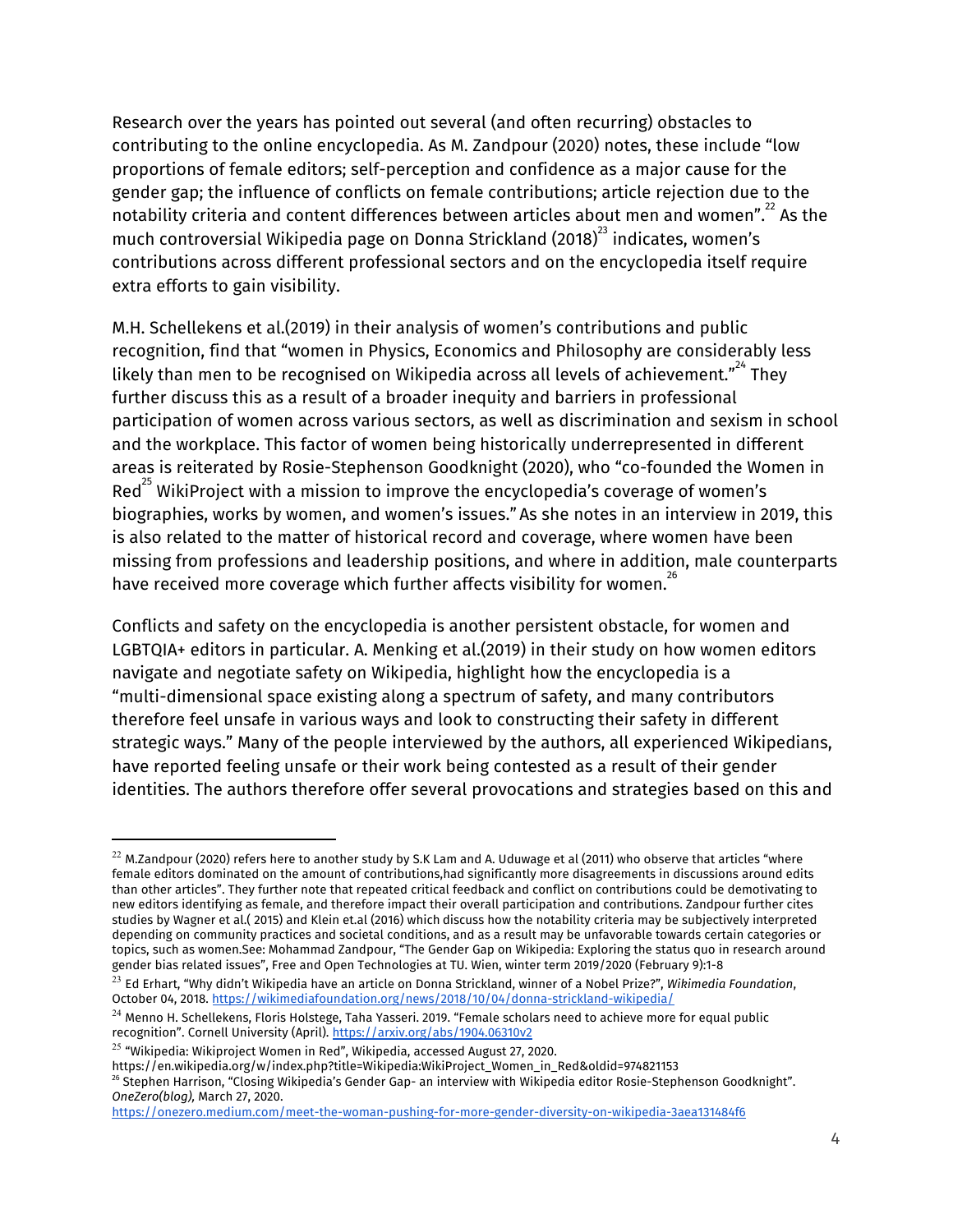Research over the years has pointed out several (and often recurring) obstacles to contributing to the online encyclopedia. As M. Zandpour (2020) notes, these include "low proportions of female editors; self-perception and confidence as a major cause for the gender gap; the influence of conflicts on female contributions; article rejection due to the notability criteria and content differences between articles about men and women".[22] As the much controversial Wikipedia page on Donna Strickland (2018)[23] indicates, women's contributions across different professional sectors and on the encyclopedia itself require extra efforts to gain visibility.

M.H. Schellekens et al.(2019) in their analysis of women's contributions and public recognition, find that "women in Physics, Economics and Philosophy are considerably less likely than men to be recognised on Wikipedia across all levels of achievement."[24] They further discuss this as a result of a broader inequity and barriers in professional participation of women across various sectors, as well as discrimination and sexism in school and the workplace. This factor of women being historically underrepresented in different areas is reiterated by Rosie-Stephenson Goodknight (2020), who "co-founded the Women in Red[25] WikiProject with a mission to improve the encyclopedia's coverage of women's biographies, works by women, and women's issues." As she notes in an interview in 2019, this is also related to the matter of historical record and coverage, where women have been missing from professions and leadership positions, and where in addition, male counterparts have received more coverage which further affects visibility for women.[26]

Conflicts and safety on the encyclopedia is another persistent obstacle, for women and LGBTQIA+ editors in particular. A. Menking et al.(2019) in their study on how women editors navigate and negotiate safety on Wikipedia, highlight how the encyclopedia is a "multi-dimensional space existing along a spectrum of safety, and many contributors therefore feel unsafe in various ways and look to constructing their safety in different strategic ways." Many of the people interviewed by the authors, all experienced Wikipedians, have reported feeling unsafe or their work being contested as a result of their gender identities. The authors therefore offer several provocations and strategies based on this and

---

[22] M.Zandpour (2020) refers here to another study by S.K Lam and A. Uduwage et al (2011) who observe that articles "where female editors dominated on the amount of contributions,had significantly more disagreements in discussions around edits than other articles". They further note that repeated critical feedback and conflict on contributions could be demotivating to new editors identifying as female, and therefore impact their overall participation and contributions. Zandpour further cites studies by Wagner et al.( 2015) and Klein et.al (2016) which discuss how the notability criteria may be subjectively interpreted depending on community practices and societal conditions, and as a result may be unfavorable towards certain categories or topics, such as women.See: Mohammad Zandpour, "The Gender Gap on Wikipedia: Exploring the status quo in research around gender bias related issues", Free and Open Technologies at TU. Wien, winter term 2019/2020 (February 9):1-8

[23] Ed Erhart, "Why didn't Wikipedia have an article on Donna Strickland, winner of a Nobel Prize?", *Wikimedia Foundation*, October 04, 2018. https://wikimediafoundation.org/news/2018/10/04/donna-strickland-wikipedia/

[24] Menno H. Schellekens, Floris Holstege, Taha Yasseri. 2019. "Female scholars need to achieve more for equal public recognition". Cornell University (April). https://arxiv.org/abs/1904.06310v2

[25] "Wikipedia: Wikiproject Women in Red", Wikipedia, accessed August 27, 2020. https://en.wikipedia.org/w/index.php?title=Wikipedia:WikiProject_Women_in_Red&oldid=974821153

[26] Stephen Harrison, "Closing Wikipedia's Gender Gap- an interview with Wikipedia editor Rosie-Stephenson Goodknight". *OneZero(blog),* March 27, 2020. https://onezero.medium.com/meet-the-woman-pushing-for-more-gender-diversity-on-wikipedia-3aea131484f6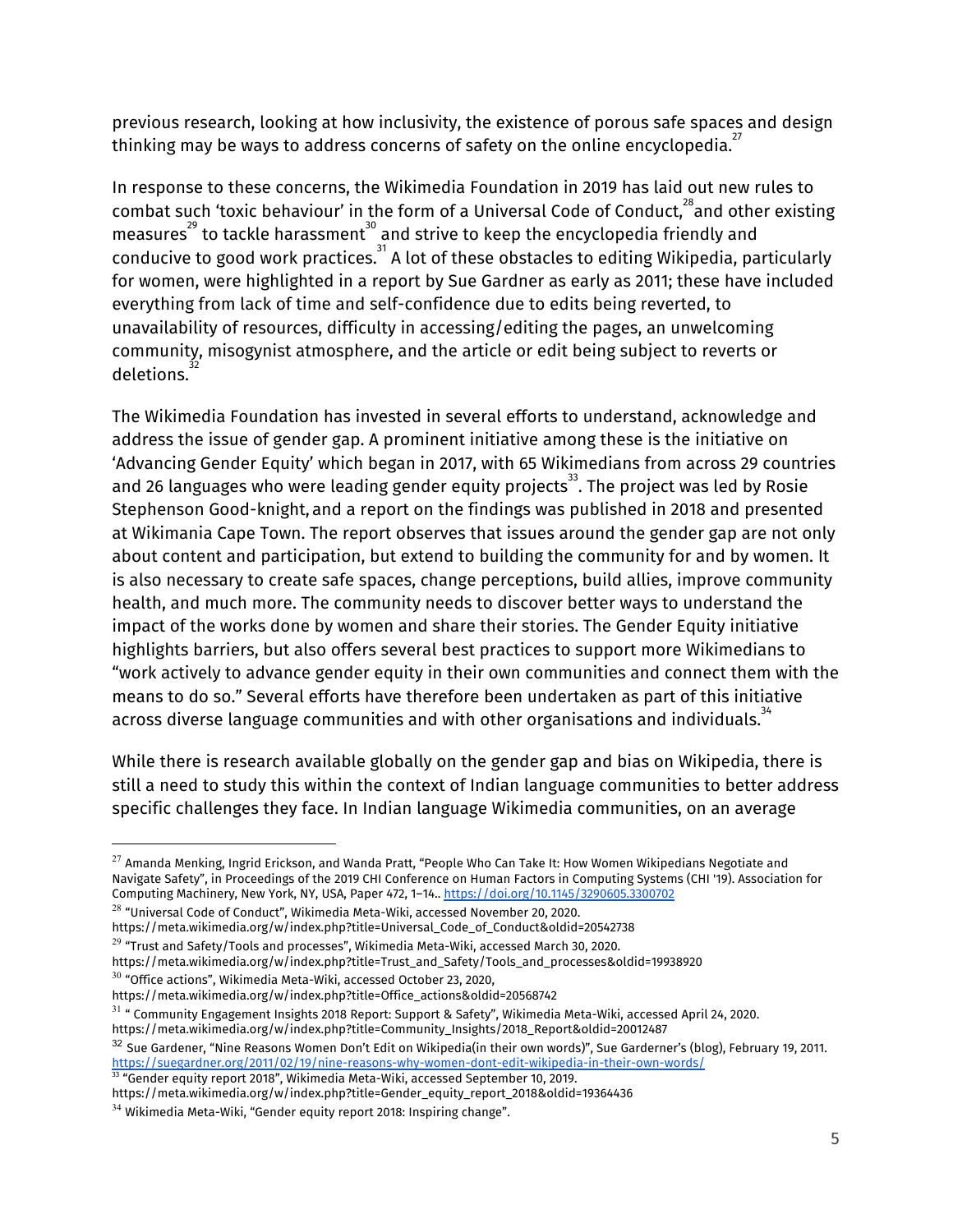previous research, looking at how inclusivity, the existence of porous safe spaces and design thinking may be ways to address concerns of safety on the online encyclopedia.[27]

In response to these concerns, the Wikimedia Foundation in 2019 has laid out new rules to combat such 'toxic behaviour' in the form of a Universal Code of Conduct,[28] and other existing measures[29] to tackle harassment[30] and strive to keep the encyclopedia friendly and conducive to good work practices.[31] A lot of these obstacles to editing Wikipedia, particularly for women, were highlighted in a report by Sue Gardner as early as 2011; these have included everything from lack of time and self-confidence due to edits being reverted, to unavailability of resources, difficulty in accessing/editing the pages, an unwelcoming community, misogynist atmosphere, and the article or edit being subject to reverts or deletions.[32]

The Wikimedia Foundation has invested in several efforts to understand, acknowledge and address the issue of gender gap. A prominent initiative among these is the initiative on 'Advancing Gender Equity' which began in 2017, with 65 Wikimedians from across 29 countries and 26 languages who were leading gender equity projects[33]. The project was led by Rosie Stephenson Good-knight, and a report on the findings was published in 2018 and presented at Wikimania Cape Town. The report observes that issues around the gender gap are not only about content and participation, but extend to building the community for and by women. It is also necessary to create safe spaces, change perceptions, build allies, improve community health, and much more. The community needs to discover better ways to understand the impact of the works done by women and share their stories. The Gender Equity initiative highlights barriers, but also offers several best practices to support more Wikimedians to "work actively to advance gender equity in their own communities and connect them with the means to do so." Several efforts have therefore been undertaken as part of this initiative across diverse language communities and with other organisations and individuals.[34]

While there is research available globally on the gender gap and bias on Wikipedia, there is still a need to study this within the context of Indian language communities to better address specific challenges they face. In Indian language Wikimedia communities, on an average

---

[27] Amanda Menking, Ingrid Erickson, and Wanda Pratt, "People Who Can Take It: How Women Wikipedians Negotiate and Navigate Safety", in Proceedings of the 2019 CHI Conference on Human Factors in Computing Systems (CHI '19). Association for Computing Machinery, New York, NY, USA, Paper 472, 1–14.. https://doi.org/10.1145/3290605.3300702

[28] "Universal Code of Conduct", Wikimedia Meta-Wiki, accessed November 20, 2020. https://meta.wikimedia.org/w/index.php?title=Universal_Code_of_Conduct&oldid=20542738

[29] "Trust and Safety/Tools and processes", Wikimedia Meta-Wiki, accessed March 30, 2020. https://meta.wikimedia.org/w/index.php?title=Trust_and_Safety/Tools_and_processes&oldid=19938920

[30] "Office actions", Wikimedia Meta-Wiki, accessed October 23, 2020, https://meta.wikimedia.org/w/index.php?title=Office_actions&oldid=20568742

[31] " Community Engagement Insights 2018 Report: Support & Safety", Wikimedia Meta-Wiki, accessed April 24, 2020. https://meta.wikimedia.org/w/index.php?title=Community_Insights/2018_Report&oldid=20012487

[32] Sue Gardener, "Nine Reasons Women Don't Edit on Wikipedia(in their own words)", Sue Garderner's (blog), February 19, 2011. https://suegardner.org/2011/02/19/nine-reasons-why-women-dont-edit-wikipedia-in-their-own-words/

[33] "Gender equity report 2018", Wikimedia Meta-Wiki, accessed September 10, 2019. https://meta.wikimedia.org/w/index.php?title=Gender_equity_report_2018&oldid=19364436

[34] Wikimedia Meta-Wiki, "Gender equity report 2018: Inspiring change".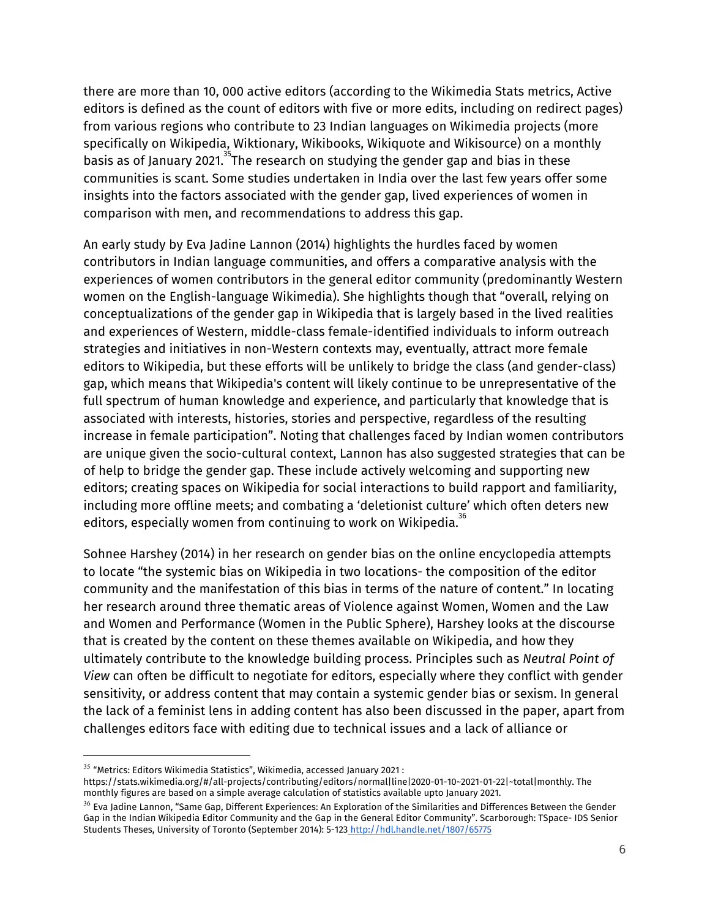there are more than 10, 000 active editors (according to the Wikimedia Stats metrics, Active editors is defined as the count of editors with five or more edits, including on redirect pages) from various regions who contribute to 23 Indian languages on Wikimedia projects (more specifically on Wikipedia, Wiktionary, Wikibooks, Wikiquote and Wikisource) on a monthly basis as of January 2021.[35] The research on studying the gender gap and bias in these communities is scant. Some studies undertaken in India over the last few years offer some insights into the factors associated with the gender gap, lived experiences of women in comparison with men, and recommendations to address this gap.

An early study by Eva Jadine Lannon (2014) highlights the hurdles faced by women contributors in Indian language communities, and offers a comparative analysis with the experiences of women contributors in the general editor community (predominantly Western women on the English-language Wikimedia). She highlights though that "overall, relying on conceptualizations of the gender gap in Wikipedia that is largely based in the lived realities and experiences of Western, middle-class female-identified individuals to inform outreach strategies and initiatives in non-Western contexts may, eventually, attract more female editors to Wikipedia, but these efforts will be unlikely to bridge the class (and gender-class) gap, which means that Wikipedia's content will likely continue to be unrepresentative of the full spectrum of human knowledge and experience, and particularly that knowledge that is associated with interests, histories, stories and perspective, regardless of the resulting increase in female participation". Noting that challenges faced by Indian women contributors are unique given the socio-cultural context, Lannon has also suggested strategies that can be of help to bridge the gender gap. These include actively welcoming and supporting new editors; creating spaces on Wikipedia for social interactions to build rapport and familiarity, including more offline meets; and combating a 'deletionist culture' which often deters new editors, especially women from continuing to work on Wikipedia.[36]

Sohnee Harshey (2014) in her research on gender bias on the online encyclopedia attempts to locate "the systemic bias on Wikipedia in two locations- the composition of the editor community and the manifestation of this bias in terms of the nature of content." In locating her research around three thematic areas of Violence against Women, Women and the Law and Women and Performance (Women in the Public Sphere), Harshey looks at the discourse that is created by the content on these themes available on Wikipedia, and how they ultimately contribute to the knowledge building process. Principles such as *Neutral Point of View* can often be difficult to negotiate for editors, especially where they conflict with gender sensitivity, or address content that may contain a systemic gender bias or sexism. In general the lack of a feminist lens in adding content has also been discussed in the paper, apart from challenges editors face with editing due to technical issues and a lack of alliance or

---

[35] "Metrics: Editors Wikimedia Statistics", Wikimedia, accessed January 2021 : https://stats.wikimedia.org/#/all-projects/contributing/editors/normal|line|2020-01-10~2021-01-22|~total|monthly. The monthly figures are based on a simple average calculation of statistics available upto January 2021.

[36] Eva Jadine Lannon, "Same Gap, Different Experiences: An Exploration of the Similarities and Differences Between the Gender Gap in the Indian Wikipedia Editor Community and the Gap in the General Editor Community". Scarborough: TSpace- IDS Senior Students Theses, University of Toronto (September 2014): 5-123 http://hdl.handle.net/1807/65775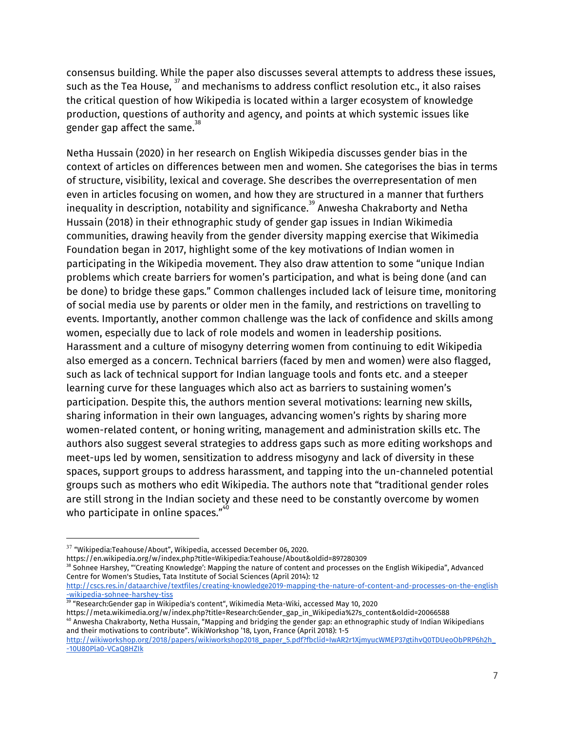consensus building. While the paper also discusses several attempts to address these issues, such as the Tea House, [37] and mechanisms to address conflict resolution etc., it also raises the critical question of how Wikipedia is located within a larger ecosystem of knowledge production, questions of authority and agency, and points at which systemic issues like gender gap affect the same.[38]

Netha Hussain (2020) in her research on English Wikipedia discusses gender bias in the context of articles on differences between men and women. She categorises the bias in terms of structure, visibility, lexical and coverage. She describes the overrepresentation of men even in articles focusing on women, and how they are structured in a manner that furthers inequality in description, notability and significance.[39] Anwesha Chakraborty and Netha Hussain (2018) in their ethnographic study of gender gap issues in Indian Wikimedia communities, drawing heavily from the gender diversity mapping exercise that Wikimedia Foundation began in 2017, highlight some of the key motivations of Indian women in participating in the Wikipedia movement. They also draw attention to some "unique Indian problems which create barriers for women's participation, and what is being done (and can be done) to bridge these gaps." Common challenges included lack of leisure time, monitoring of social media use by parents or older men in the family, and restrictions on travelling to events. Importantly, another common challenge was the lack of confidence and skills among women, especially due to lack of role models and women in leadership positions. Harassment and a culture of misogyny deterring women from continuing to edit Wikipedia also emerged as a concern. Technical barriers (faced by men and women) were also flagged, such as lack of technical support for Indian language tools and fonts etc. and a steeper learning curve for these languages which also act as barriers to sustaining women's participation. Despite this, the authors mention several motivations: learning new skills, sharing information in their own languages, advancing women's rights by sharing more women-related content, or honing writing, management and administration skills etc. The authors also suggest several strategies to address gaps such as more editing workshops and meet-ups led by women, sensitization to address misogyny and lack of diversity in these spaces, support groups to address harassment, and tapping into the un-channeled potential groups such as mothers who edit Wikipedia. The authors note that "traditional gender roles are still strong in the Indian society and these need to be constantly overcome by women who participate in online spaces."[40]

---

[37] "Wikipedia:Teahouse/About", Wikipedia, accessed December 06, 2020. https://en.wikipedia.org/w/index.php?title=Wikipedia:Teahouse/About&oldid=897280309

[38] Sohnee Harshey, "'Creating Knowledge': Mapping the nature of content and processes on the English Wikipedia", Advanced Centre for Women's Studies, Tata Institute of Social Sciences (April 2014): 12 http://cscs.res.in/dataarchive/textfiles/creating-knowledge2019-mapping-the-nature-of-content-and-processes-on-the-english-wikipedia-sohnee-harshey-tiss

[39] "Research:Gender gap in Wikipedia's content", Wikimedia Meta-Wiki, accessed May 10, 2020 https://meta.wikimedia.org/w/index.php?title=Research:Gender_gap_in_Wikipedia%27s_content&oldid=20066588

[40] Anwesha Chakraborty, Netha Hussain, "Mapping and bridging the gender gap: an ethnographic study of Indian Wikipedians and their motivations to contribute". WikiWorkshop '18, Lyon, France (April 2018): 1-5 http://wikiworkshop.org/2018/papers/wikiworkshop2018_paper_5.pdf?fbclid=IwAR2r1XjmyucWMEP37gtihvQ0TDUeoObPRP6h2h_-10U80Pla0-VCaQ8HZIk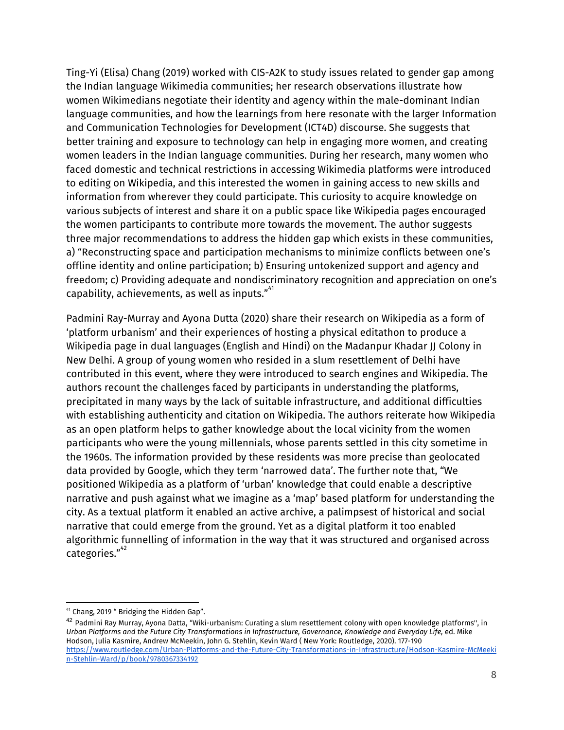Ting-Yi (Elisa) Chang (2019) worked with CIS-A2K to study issues related to gender gap among the Indian language Wikimedia communities; her research observations illustrate how women Wikimedians negotiate their identity and agency within the male-dominant Indian language communities, and how the learnings from here resonate with the larger Information and Communication Technologies for Development (ICT4D) discourse. She suggests that better training and exposure to technology can help in engaging more women, and creating women leaders in the Indian language communities. During her research, many women who faced domestic and technical restrictions in accessing Wikimedia platforms were introduced to editing on Wikipedia, and this interested the women in gaining access to new skills and information from wherever they could participate. This curiosity to acquire knowledge on various subjects of interest and share it on a public space like Wikipedia pages encouraged the women participants to contribute more towards the movement. The author suggests three major recommendations to address the hidden gap which exists in these communities, a) "Reconstructing space and participation mechanisms to minimize conflicts between one's offline identity and online participation; b) Ensuring untokenized support and agency and freedom; c) Providing adequate and nondiscriminatory recognition and appreciation on one's capability, achievements, as well as inputs."[41]

Padmini Ray-Murray and Ayona Dutta (2020) share their research on Wikipedia as a form of 'platform urbanism' and their experiences of hosting a physical editathon to produce a Wikipedia page in dual languages (English and Hindi) on the Madanpur Khadar JJ Colony in New Delhi. A group of young women who resided in a slum resettlement of Delhi have contributed in this event, where they were introduced to search engines and Wikipedia. The authors recount the challenges faced by participants in understanding the platforms, precipitated in many ways by the lack of suitable infrastructure, and additional difficulties with establishing authenticity and citation on Wikipedia. The authors reiterate how Wikipedia as an open platform helps to gather knowledge about the local vicinity from the women participants who were the young millennials, whose parents settled in this city sometime in the 1960s. The information provided by these residents was more precise than geolocated data provided by Google, which they term 'narrowed data'. The further note that, "We positioned Wikipedia as a platform of 'urban' knowledge that could enable a descriptive narrative and push against what we imagine as a 'map' based platform for understanding the city. As a textual platform it enabled an active archive, a palimpsest of historical and social narrative that could emerge from the ground. Yet as a digital platform it too enabled algorithmic funnelling of information in the way that it was structured and organised across categories."[42]

---

[41] Chang, 2019 " Bridging the Hidden Gap".

[42] Padmini Ray Murray, Ayona Datta, "Wiki-urbanism: Curating a slum resettlement colony with open knowledge platforms'', in *Urban Platforms and the Future City Transformations in Infrastructure, Governance, Knowledge and Everyday Life,* ed. Mike Hodson, Julia Kasmire, Andrew McMeekin, John G. Stehlin, Kevin Ward ( New York: Routledge, 2020). 177-190 https://www.routledge.com/Urban-Platforms-and-the-Future-City-Transformations-in-Infrastructure/Hodson-Kasmire-McMeekin-Stehlin-Ward/p/book/9780367334192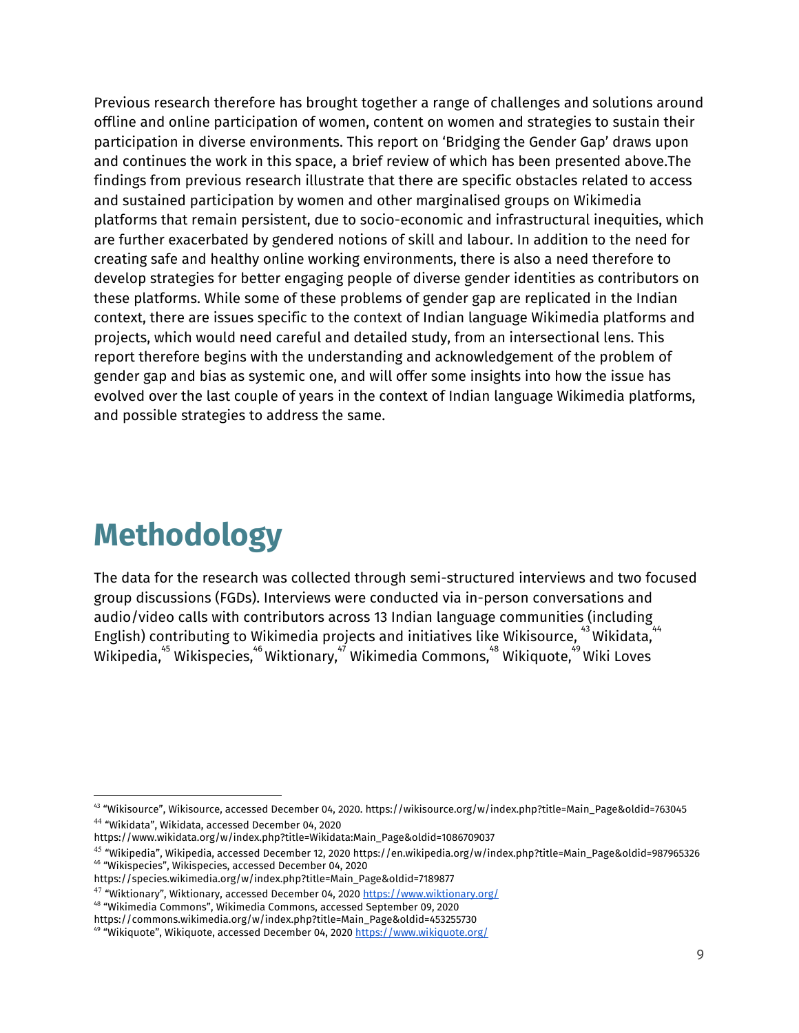Previous research therefore has brought together a range of challenges and solutions around offline and online participation of women, content on women and strategies to sustain their participation in diverse environments. This report on 'Bridging the Gender Gap' draws upon and continues the work in this space, a brief review of which has been presented above.The findings from previous research illustrate that there are specific obstacles related to access and sustained participation by women and other marginalised groups on Wikimedia platforms that remain persistent, due to socio-economic and infrastructural inequities, which are further exacerbated by gendered notions of skill and labour. In addition to the need for creating safe and healthy online working environments, there is also a need therefore to develop strategies for better engaging people of diverse gender identities as contributors on these platforms. While some of these problems of gender gap are replicated in the Indian context, there are issues specific to the context of Indian language Wikimedia platforms and projects, which would need careful and detailed study, from an intersectional lens. This report therefore begins with the understanding and acknowledgement of the problem of gender gap and bias as systemic one, and will offer some insights into how the issue has evolved over the last couple of years in the context of Indian language Wikimedia platforms, and possible strategies to address the same.

# Methodology

The data for the research was collected through semi-structured interviews and two focused group discussions (FGDs). Interviews were conducted via in-person conversations and audio/video calls with contributors across 13 Indian language communities (including English) contributing to Wikimedia projects and initiatives like Wikisource,[43] Wikidata,[44] Wikipedia,[45] Wikispecies,[46] Wiktionary,[47] Wikimedia Commons,[48] Wikiquote,[49] Wiki Loves

---

[43] "Wikisource", Wikisource, accessed December 04, 2020. https://wikisource.org/w/index.php?title=Main_Page&oldid=763045

[44] "Wikidata", Wikidata, accessed December 04, 2020 https://www.wikidata.org/w/index.php?title=Wikidata:Main_Page&oldid=1086709037

[45] "Wikipedia", Wikipedia, accessed December 12, 2020 https://en.wikipedia.org/w/index.php?title=Main_Page&oldid=987965326

[46] "Wikispecies", Wikispecies, accessed December 04, 2020 https://species.wikimedia.org/w/index.php?title=Main_Page&oldid=7189877

[47] "Wiktionary", Wiktionary, accessed December 04, 2020 https://www.wiktionary.org/

[48] "Wikimedia Commons", Wikimedia Commons, accessed September 09, 2020 https://commons.wikimedia.org/w/index.php?title=Main_Page&oldid=453255730

[49] "Wikiquote", Wikiquote, accessed December 04, 2020 https://www.wikiquote.org/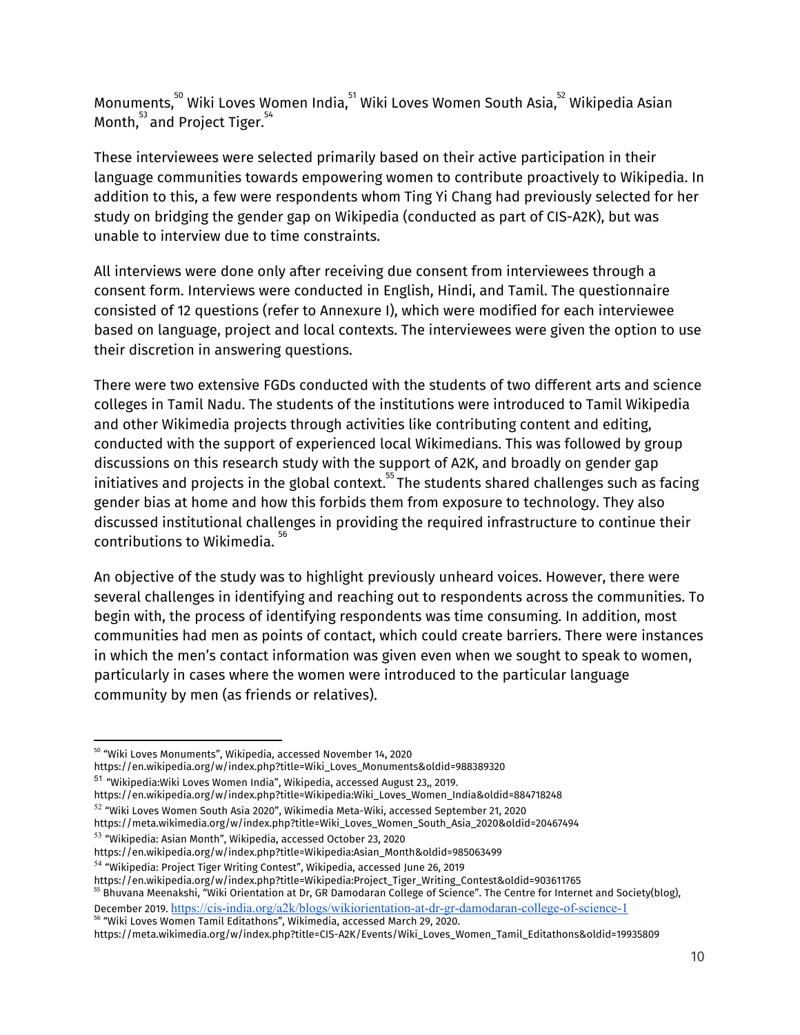Monuments,[50] Wiki Loves Women India,[51] Wiki Loves Women South Asia,[52] Wikipedia Asian Month,[53] and Project Tiger.[54]

These interviewees were selected primarily based on their active participation in their language communities towards empowering women to contribute proactively to Wikipedia. In addition to this, a few were respondents whom Ting Yi Chang had previously selected for her study on bridging the gender gap on Wikipedia (conducted as part of CIS-A2K), but was unable to interview due to time constraints.

All interviews were done only after receiving due consent from interviewees through a consent form. Interviews were conducted in English, Hindi, and Tamil. The questionnaire consisted of 12 questions (refer to Annexure I), which were modified for each interviewee based on language, project and local contexts. The interviewees were given the option to use their discretion in answering questions.

There were two extensive FGDs conducted with the students of two different arts and science colleges in Tamil Nadu. The students of the institutions were introduced to Tamil Wikipedia and other Wikimedia projects through activities like contributing content and editing, conducted with the support of experienced local Wikimedians. This was followed by group discussions on this research study with the support of A2K, and broadly on gender gap initiatives and projects in the global context.[55] The students shared challenges such as facing gender bias at home and how this forbids them from exposure to technology. They also discussed institutional challenges in providing the required infrastructure to continue their contributions to Wikimedia.[56]

An objective of the study was to highlight previously unheard voices. However, there were several challenges in identifying and reaching out to respondents across the communities. To begin with, the process of identifying respondents was time consuming. In addition, most communities had men as points of contact, which could create barriers. There were instances in which the men's contact information was given even when we sought to speak to women, particularly in cases where the women were introduced to the particular language community by men (as friends or relatives).

---

[50] "Wiki Loves Monuments", Wikipedia, accessed November 14, 2020 https://en.wikipedia.org/w/index.php?title=Wiki_Loves_Monuments&oldid=988389320

[51] "Wikipedia:Wiki Loves Women India", Wikipedia, accessed August 23,, 2019. https://en.wikipedia.org/w/index.php?title=Wikipedia:Wiki_Loves_Women_India&oldid=884718248

[52] "Wiki Loves Women South Asia 2020", Wikimedia Meta-Wiki, accessed September 21, 2020 https://meta.wikimedia.org/w/index.php?title=Wiki_Loves_Women_South_Asia_2020&oldid=20467494

[53] "Wikipedia: Asian Month", Wikipedia, accessed October 23, 2020 https://en.wikipedia.org/w/index.php?title=Wikipedia:Asian_Month&oldid=985063499

[54] "Wikipedia: Project Tiger Writing Contest", Wikipedia, accessed June 26, 2019 https://en.wikipedia.org/w/index.php?title=Wikipedia:Project_Tiger_Writing_Contest&oldid=903611765

[55] Bhuvana Meenakshi, "Wiki Orientation at Dr, GR Damodaran College of Science". The Centre for Internet and Society(blog), December 2019. https://cis-india.org/a2k/blogs/wikiorientation-at-dr-gr-damodaran-college-of-science-1

[56] "Wiki Loves Women Tamil Editathons", Wikimedia, accessed March 29, 2020. https://meta.wikimedia.org/w/index.php?title=CIS-A2K/Events/Wiki_Loves_Women_Tamil_Editathons&oldid=19935809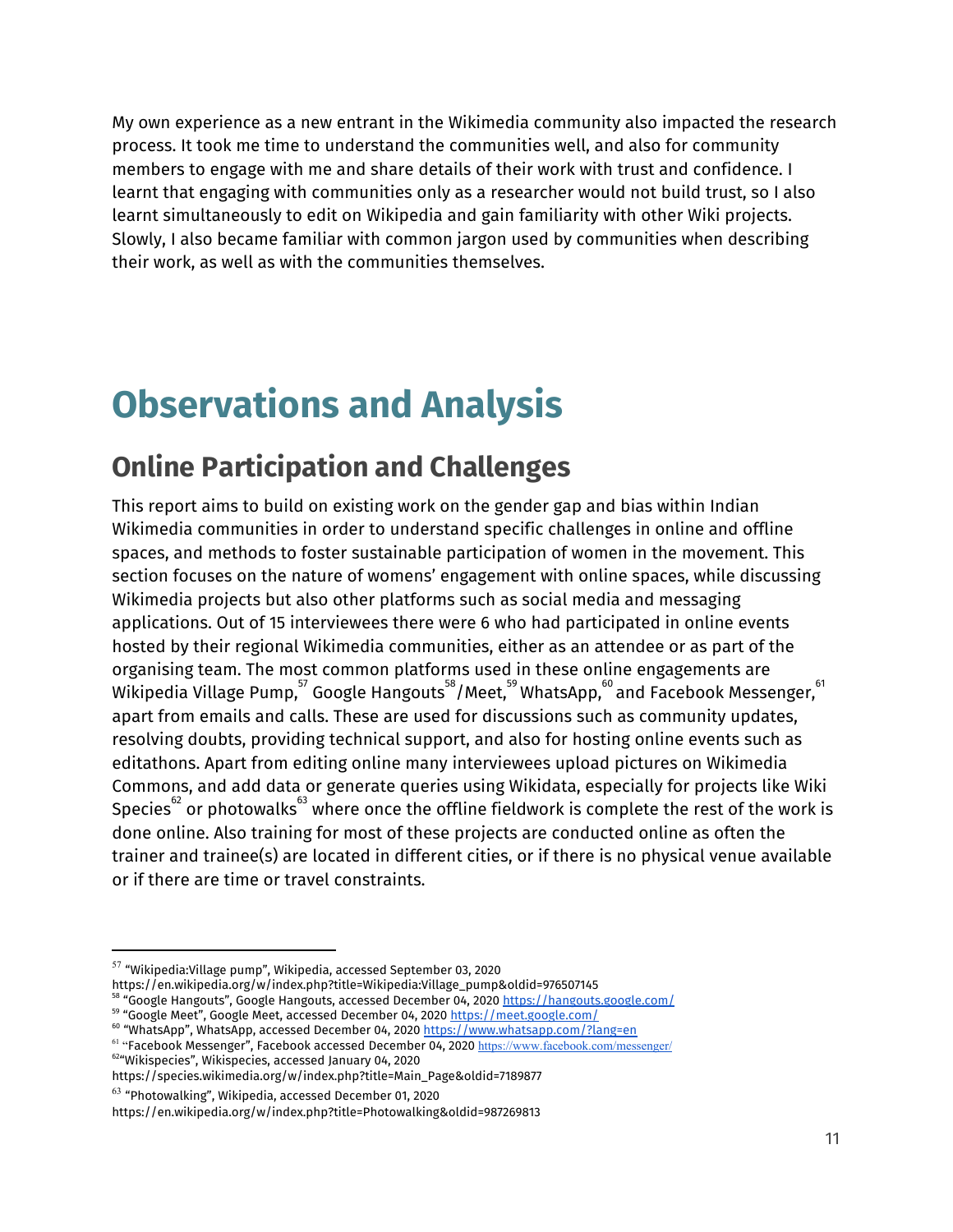My own experience as a new entrant in the Wikimedia community also impacted the research process. It took me time to understand the communities well, and also for community members to engage with me and share details of their work with trust and confidence. I learnt that engaging with communities only as a researcher would not build trust, so I also learnt simultaneously to edit on Wikipedia and gain familiarity with other Wiki projects. Slowly, I also became familiar with common jargon used by communities when describing their work, as well as with the communities themselves.

# Observations and Analysis

## Online Participation and Challenges

This report aims to build on existing work on the gender gap and bias within Indian Wikimedia communities in order to understand specific challenges in online and offline spaces, and methods to foster sustainable participation of women in the movement. This section focuses on the nature of womens' engagement with online spaces, while discussing Wikimedia projects but also other platforms such as social media and messaging applications. Out of 15 interviewees there were 6 who had participated in online events hosted by their regional Wikimedia communities, either as an attendee or as part of the organising team. The most common platforms used in these online engagements are Wikipedia Village Pump,[57] Google Hangouts[58]/Meet,[59] WhatsApp,[60] and Facebook Messenger,[61] apart from emails and calls. These are used for discussions such as community updates, resolving doubts, providing technical support, and also for hosting online events such as editathons. Apart from editing online many interviewees upload pictures on Wikimedia Commons, and add data or generate queries using Wikidata, especially for projects like Wiki Species[62] or photowalks[63] where once the offline fieldwork is complete the rest of the work is done online. Also training for most of these projects are conducted online as often the trainer and trainee(s) are located in different cities, or if there is no physical venue available or if there are time or travel constraints.

---

[57] "Wikipedia:Village pump", Wikipedia, accessed September 03, 2020 https://en.wikipedia.org/w/index.php?title=Wikipedia:Village_pump&oldid=976507145

[58] "Google Hangouts", Google Hangouts, accessed December 04, 2020 https://hangouts.google.com/

[59] "Google Meet", Google Meet, accessed December 04, 2020 https://meet.google.com/

[60] "WhatsApp", WhatsApp, accessed December 04, 2020 https://www.whatsapp.com/?lang=en

[61] "Facebook Messenger", Facebook accessed December 04, 2020 https://www.facebook.com/messenger/

[62] "Wikispecies", Wikispecies, accessed January 04, 2020 https://species.wikimedia.org/w/index.php?title=Main_Page&oldid=7189877

[63] "Photowalking", Wikipedia, accessed December 01, 2020 https://en.wikipedia.org/w/index.php?title=Photowalking&oldid=987269813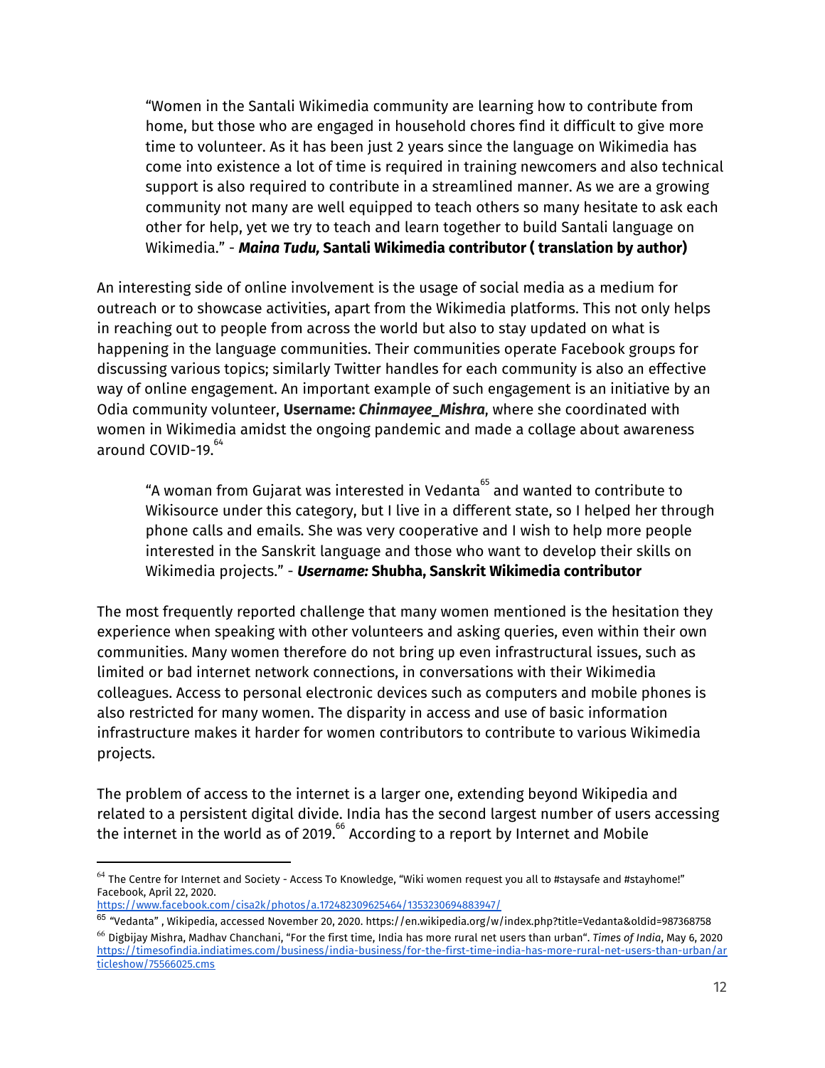> "Women in the Santali Wikimedia community are learning how to contribute from home, but those who are engaged in household chores find it difficult to give more time to volunteer. As it has been just 2 years since the language on Wikimedia has come into existence a lot of time is required in training newcomers and also technical support is also required to contribute in a streamlined manner. As we are a growing community not many are well equipped to teach others so many hesitate to ask each other for help, yet we try to teach and learn together to build Santali language on Wikimedia." - ***Maina Tudu,*** **Santali Wikimedia contributor ( translation by author)**

An interesting side of online involvement is the usage of social media as a medium for outreach or to showcase activities, apart from the Wikimedia platforms. This not only helps in reaching out to people from across the world but also to stay updated on what is happening in the language communities. Their communities operate Facebook groups for discussing various topics; similarly Twitter handles for each community is also an effective way of online engagement. An important example of such engagement is an initiative by an Odia community volunteer, **Username: *Chinmayee_Mishra***, where she coordinated with women in Wikimedia amidst the ongoing pandemic and made a collage about awareness around COVID-19.[64]

> "A woman from Gujarat was interested in Vedanta[65] and wanted to contribute to Wikisource under this category, but I live in a different state, so I helped her through phone calls and emails. She was very cooperative and I wish to help more people interested in the Sanskrit language and those who want to develop their skills on Wikimedia projects." - ***Username:*** **Shubha, Sanskrit Wikimedia contributor**

The most frequently reported challenge that many women mentioned is the hesitation they experience when speaking with other volunteers and asking queries, even within their own communities. Many women therefore do not bring up even infrastructural issues, such as limited or bad internet network connections, in conversations with their Wikimedia colleagues. Access to personal electronic devices such as computers and mobile phones is also restricted for many women. The disparity in access and use of basic information infrastructure makes it harder for women contributors to contribute to various Wikimedia projects.

The problem of access to the internet is a larger one, extending beyond Wikipedia and related to a persistent digital divide. India has the second largest number of users accessing the internet in the world as of 2019.[66] According to a report by Internet and Mobile

---

[64] The Centre for Internet and Society - Access To Knowledge, "Wiki women request you all to #staysafe and #stayhome!" Facebook, April 22, 2020. https://www.facebook.com/cisa2k/photos/a.172482309625464/1353230694883947/

[65] "Vedanta" , Wikipedia, accessed November 20, 2020. https://en.wikipedia.org/w/index.php?title=Vedanta&oldid=987368758

[66] Digbijay Mishra, Madhav Chanchani, "For the first time, India has more rural net users than urban". *Times of India*, May 6, 2020 https://timesofindia.indiatimes.com/business/india-business/for-the-first-time-india-has-more-rural-net-users-than-urban/articleshow/75566025.cms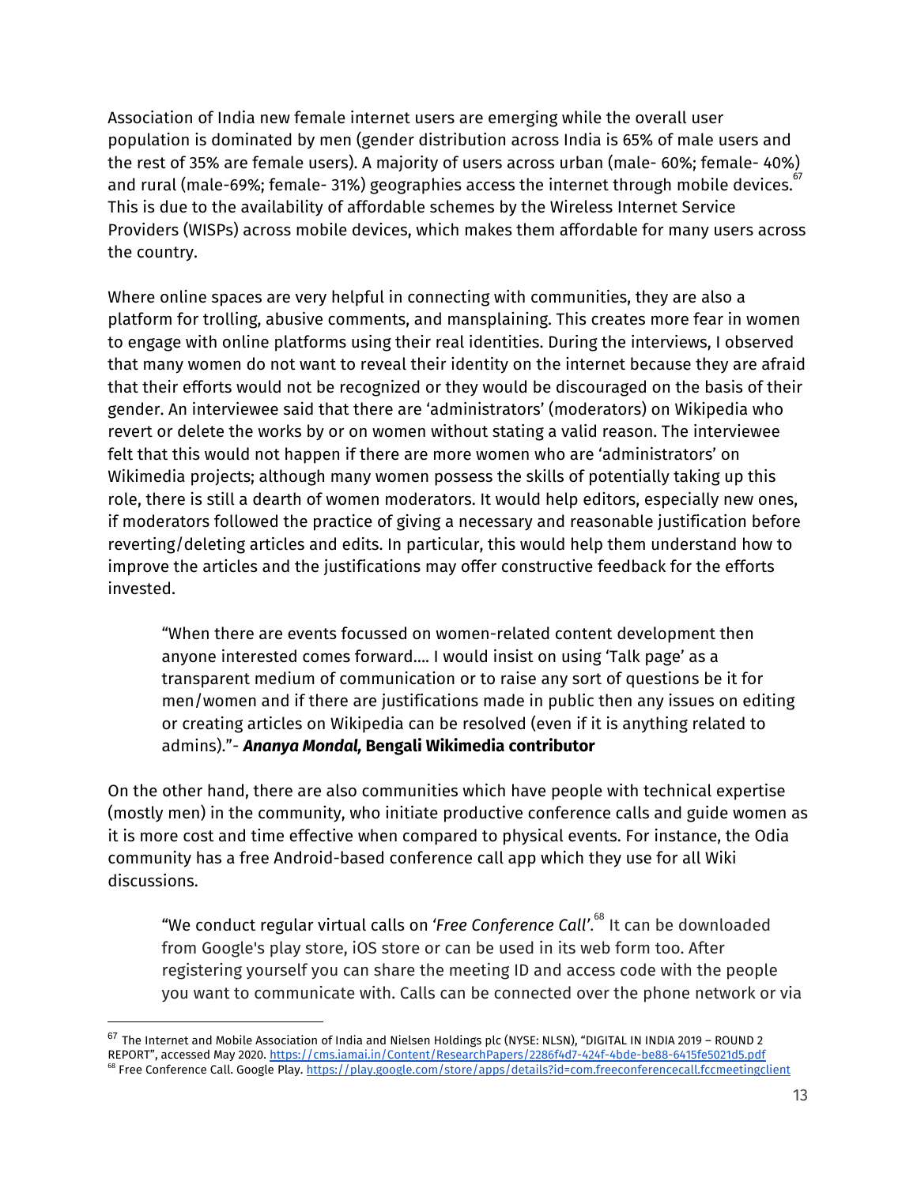Association of India new female internet users are emerging while the overall user population is dominated by men (gender distribution across India is 65% of male users and the rest of 35% are female users). A majority of users across urban (male- 60%; female- 40%) and rural (male-69%; female- 31%) geographies access the internet through mobile devices.[67] This is due to the availability of affordable schemes by the Wireless Internet Service Providers (WISPs) across mobile devices, which makes them affordable for many users across the country.

Where online spaces are very helpful in connecting with communities, they are also a platform for trolling, abusive comments, and mansplaining. This creates more fear in women to engage with online platforms using their real identities. During the interviews, I observed that many women do not want to reveal their identity on the internet because they are afraid that their efforts would not be recognized or they would be discouraged on the basis of their gender. An interviewee said that there are 'administrators' (moderators) on Wikipedia who revert or delete the works by or on women without stating a valid reason. The interviewee felt that this would not happen if there are more women who are 'administrators' on Wikimedia projects; although many women possess the skills of potentially taking up this role, there is still a dearth of women moderators. It would help editors, especially new ones, if moderators followed the practice of giving a necessary and reasonable justification before reverting/deleting articles and edits. In particular, this would help them understand how to improve the articles and the justifications may offer constructive feedback for the efforts invested.

> "When there are events focussed on women-related content development then anyone interested comes forward.... I would insist on using 'Talk page' as a transparent medium of communication or to raise any sort of questions be it for men/women and if there are justifications made in public then any issues on editing or creating articles on Wikipedia can be resolved (even if it is anything related to admins)."- ***Ananya Mondal,*** **Bengali Wikimedia contributor**

On the other hand, there are also communities which have people with technical expertise (mostly men) in the community, who initiate productive conference calls and guide women as it is more cost and time effective when compared to physical events. For instance, the Odia community has a free Android-based conference call app which they use for all Wiki discussions.

> "We conduct regular virtual calls on *'Free Conference Call'*.[68] It can be downloaded from Google's play store, iOS store or can be used in its web form too. After registering yourself you can share the meeting ID and access code with the people you want to communicate with. Calls can be connected over the phone network or via

---

[67] The Internet and Mobile Association of India and Nielsen Holdings plc (NYSE: NLSN), "DIGITAL IN INDIA 2019 – ROUND 2 REPORT", accessed May 2020. https://cms.iamai.in/Content/ResearchPapers/2286f4d7-424f-4bde-be88-6415fe5021d5.pdf

[68] Free Conference Call. Google Play. https://play.google.com/store/apps/details?id=com.freeconferencecall.fccmeetingclient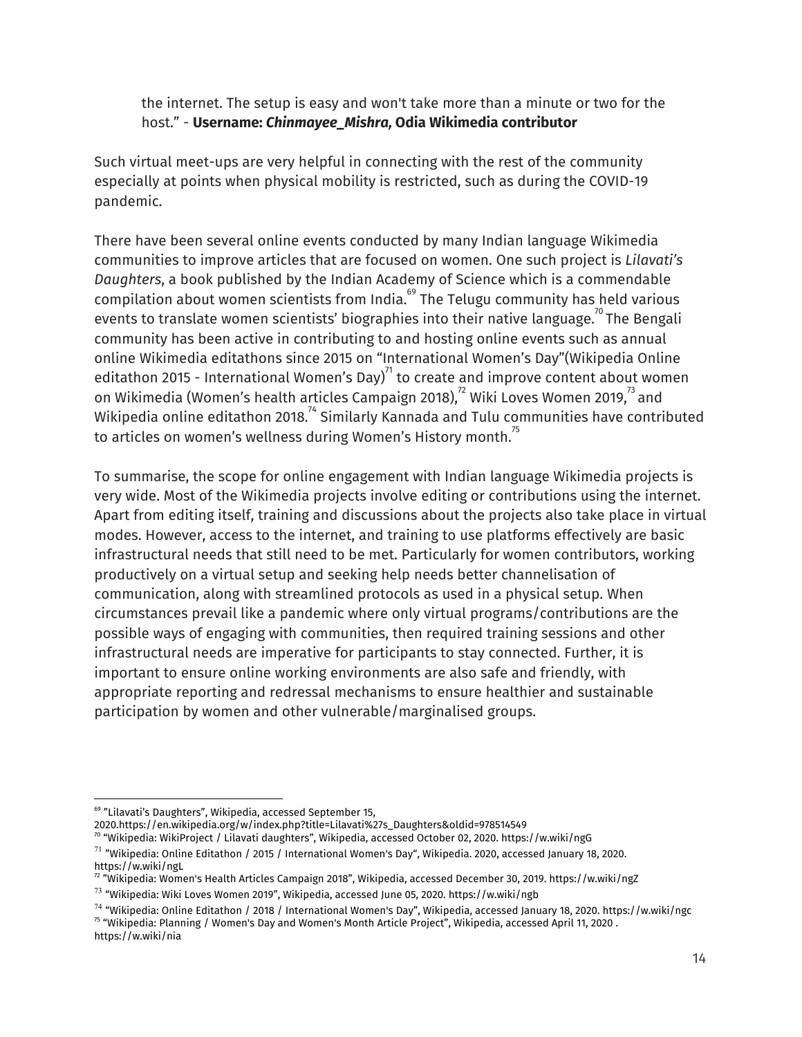> the internet. The setup is easy and won't take more than a minute or two for the host." - **Username: *Chinmayee_Mishra,* Odia Wikimedia contributor**

Such virtual meet-ups are very helpful in connecting with the rest of the community especially at points when physical mobility is restricted, such as during the COVID-19 pandemic.

There have been several online events conducted by many Indian language Wikimedia communities to improve articles that are focused on women. One such project is *Lilavati's Daughters*, a book published by the Indian Academy of Science which is a commendable compilation about women scientists from India.[69] The Telugu community has held various events to translate women scientists' biographies into their native language.[70] The Bengali community has been active in contributing to and hosting online events such as annual online Wikimedia editathons since 2015 on "International Women's Day"(Wikipedia Online editathon 2015 - International Women's Day)[71] to create and improve content about women on Wikimedia (Women's health articles Campaign 2018),[72] Wiki Loves Women 2019,[73] and Wikipedia online editathon 2018.[74] Similarly Kannada and Tulu communities have contributed to articles on women's wellness during Women's History month.[75]

To summarise, the scope for online engagement with Indian language Wikimedia projects is very wide. Most of the Wikimedia projects involve editing or contributions using the internet. Apart from editing itself, training and discussions about the projects also take place in virtual modes. However, access to the internet, and training to use platforms effectively are basic infrastructural needs that still need to be met. Particularly for women contributors, working productively on a virtual setup and seeking help needs better channelisation of communication, along with streamlined protocols as used in a physical setup. When circumstances prevail like a pandemic where only virtual programs/contributions are the possible ways of engaging with communities, then required training sessions and other infrastructural needs are imperative for participants to stay connected. Further, it is important to ensure online working environments are also safe and friendly, with appropriate reporting and redressal mechanisms to ensure healthier and sustainable participation by women and other vulnerable/marginalised groups.

---

[69] "Lilavati's Daughters", Wikipedia, accessed September 15, 2020.https://en.wikipedia.org/w/index.php?title=Lilavati%27s_Daughters&oldid=978514549

[70] "Wikipedia: WikiProject / Lilavati daughters", Wikipedia, accessed October 02, 2020. https://w.wiki/ngG

[71] "Wikipedia: Online Editathon / 2015 / International Women's Day", Wikipedia. 2020, accessed January 18, 2020. https://w.wiki/ngL

[72] "Wikipedia: Women's Health Articles Campaign 2018", Wikipedia, accessed December 30, 2019. https://w.wiki/ngZ

[73] "Wikipedia: Wiki Loves Women 2019", Wikipedia, accessed June 05, 2020. https://w.wiki/ngb

[74] "Wikipedia: Online Editathon / 2018 / International Women's Day", Wikipedia, accessed January 18, 2020. https://w.wiki/ngc

[75] "Wikipedia: Planning / Women's Day and Women's Month Article Project", Wikipedia, accessed April 11, 2020 . https://w.wiki/nia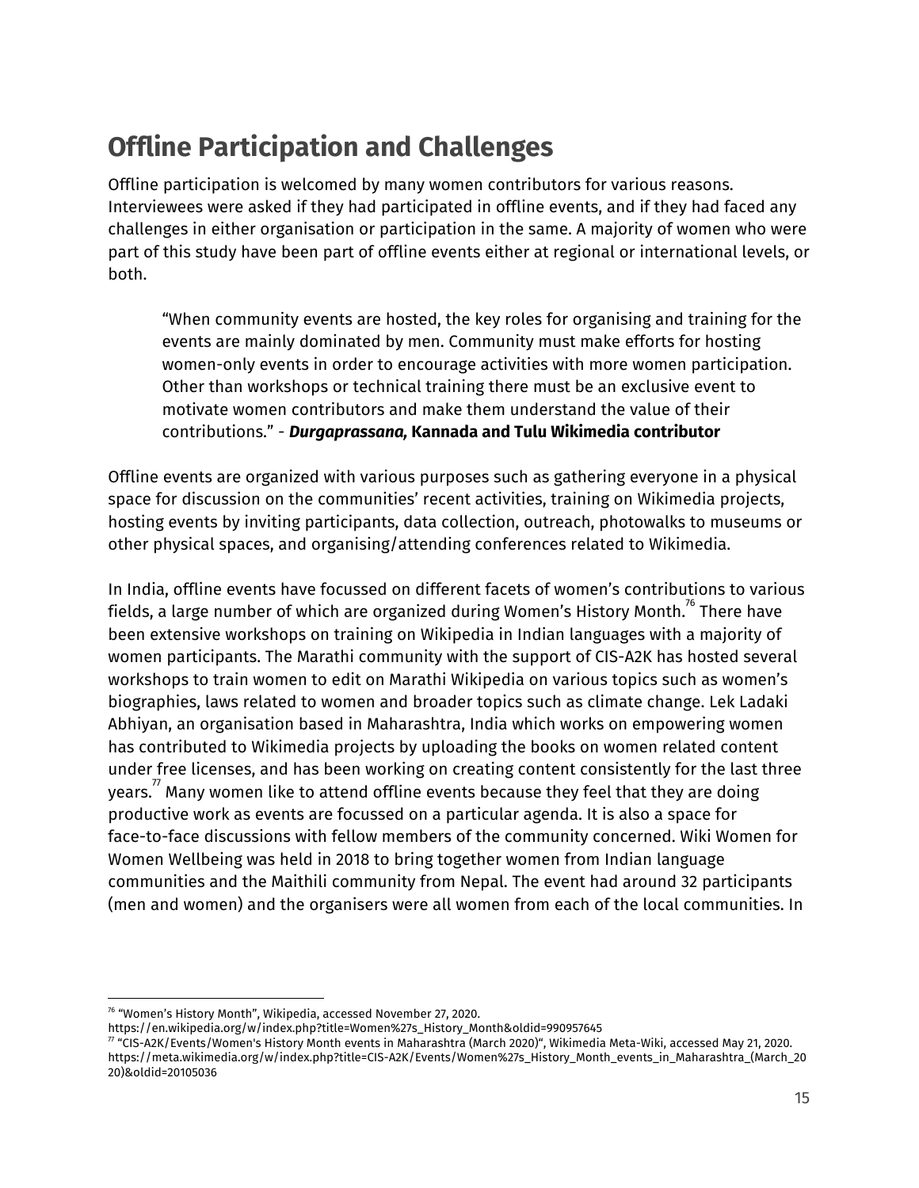## Offline Participation and Challenges

Offline participation is welcomed by many women contributors for various reasons. Interviewees were asked if they had participated in offline events, and if they had faced any challenges in either organisation or participation in the same. A majority of women who were part of this study have been part of offline events either at regional or international levels, or both.

> "When community events are hosted, the key roles for organising and training for the events are mainly dominated by men. Community must make efforts for hosting women-only events in order to encourage activities with more women participation. Other than workshops or technical training there must be an exclusive event to motivate women contributors and make them understand the value of their contributions." - ***Durgaprassana,* Kannada and Tulu Wikimedia contributor**

Offline events are organized with various purposes such as gathering everyone in a physical space for discussion on the communities' recent activities, training on Wikimedia projects, hosting events by inviting participants, data collection, outreach, photowalks to museums or other physical spaces, and organising/attending conferences related to Wikimedia.

In India, offline events have focussed on different facets of women's contributions to various fields, a large number of which are organized during Women's History Month.[76] There have been extensive workshops on training on Wikipedia in Indian languages with a majority of women participants. The Marathi community with the support of CIS-A2K has hosted several workshops to train women to edit on Marathi Wikipedia on various topics such as women's biographies, laws related to women and broader topics such as climate change. Lek Ladaki Abhiyan, an organisation based in Maharashtra, India which works on empowering women has contributed to Wikimedia projects by uploading the books on women related content under free licenses, and has been working on creating content consistently for the last three years.[77] Many women like to attend offline events because they feel that they are doing productive work as events are focussed on a particular agenda. It is also a space for face-to-face discussions with fellow members of the community concerned. Wiki Women for Women Wellbeing was held in 2018 to bring together women from Indian language communities and the Maithili community from Nepal. The event had around 32 participants (men and women) and the organisers were all women from each of the local communities. In

---

[76] "Women's History Month", Wikipedia, accessed November 27, 2020. https://en.wikipedia.org/w/index.php?title=Women%27s_History_Month&oldid=990957645

[77] "CIS-A2K/Events/Women's History Month events in Maharashtra (March 2020)", Wikimedia Meta-Wiki, accessed May 21, 2020. https://meta.wikimedia.org/w/index.php?title=CIS-A2K/Events/Women%27s_History_Month_events_in_Maharashtra_(March_2020)&oldid=20105036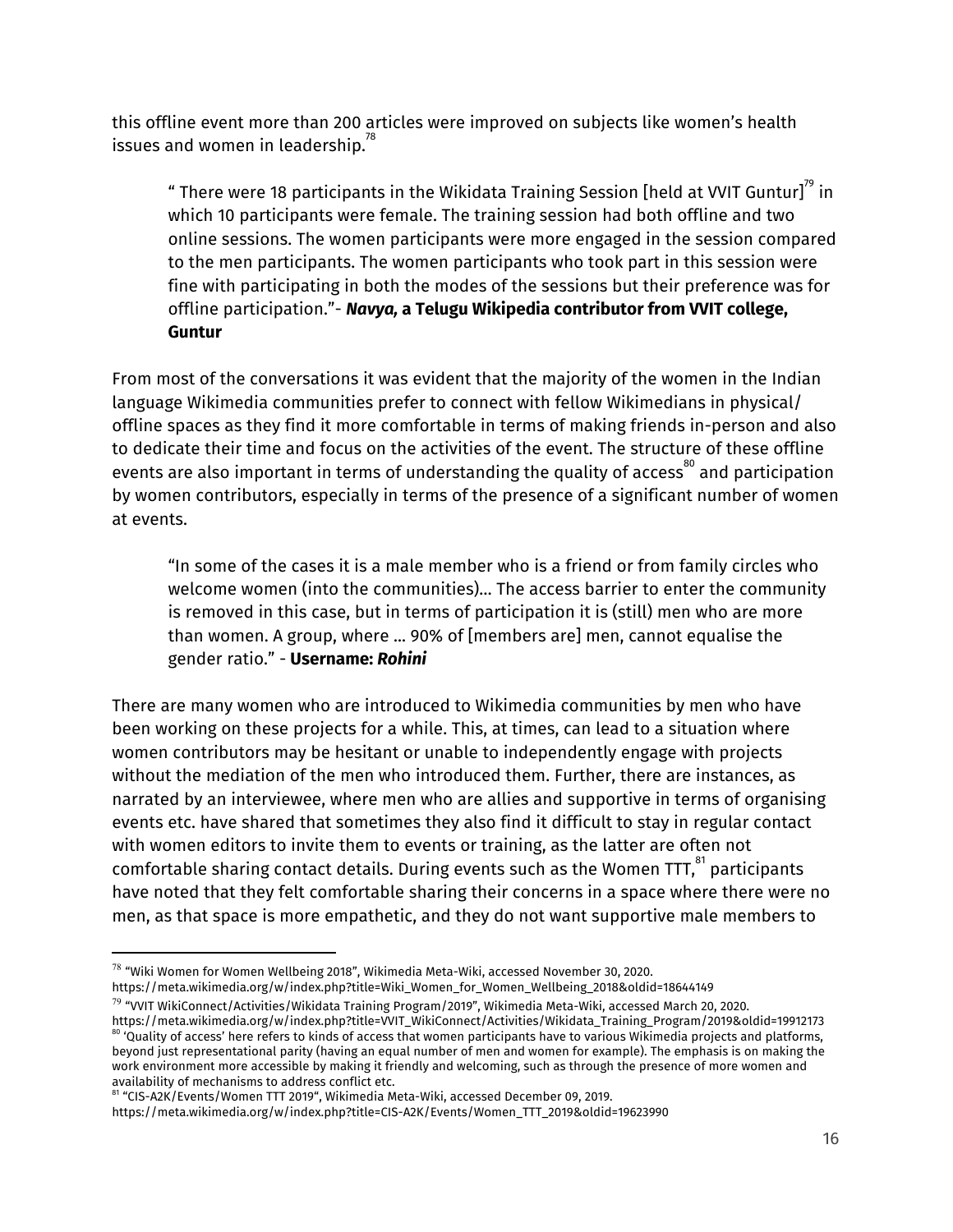this offline event more than 200 articles were improved on subjects like women's health issues and women in leadership.[78]

> " There were 18 participants in the Wikidata Training Session [held at VVIT Guntur][79] in which 10 participants were female. The training session had both offline and two online sessions. The women participants were more engaged in the session compared to the men participants. The women participants who took part in this session were fine with participating in both the modes of the sessions but their preference was for offline participation."- ***Navya,* a Telugu Wikipedia contributor from VVIT college, Guntur**

From most of the conversations it was evident that the majority of the women in the Indian language Wikimedia communities prefer to connect with fellow Wikimedians in physical/ offline spaces as they find it more comfortable in terms of making friends in-person and also to dedicate their time and focus on the activities of the event. The structure of these offline events are also important in terms of understanding the quality of access[80] and participation by women contributors, especially in terms of the presence of a significant number of women at events.

> "In some of the cases it is a male member who is a friend or from family circles who welcome women (into the communities)... The access barrier to enter the community is removed in this case, but in terms of participation it is (still) men who are more than women. A group, where ... 90% of [members are] men, cannot equalise the gender ratio." - **Username: *Rohini***

There are many women who are introduced to Wikimedia communities by men who have been working on these projects for a while. This, at times, can lead to a situation where women contributors may be hesitant or unable to independently engage with projects without the mediation of the men who introduced them. Further, there are instances, as narrated by an interviewee, where men who are allies and supportive in terms of organising events etc. have shared that sometimes they also find it difficult to stay in regular contact with women editors to invite them to events or training, as the latter are often not comfortable sharing contact details. During events such as the Women TTT,[81] participants have noted that they felt comfortable sharing their concerns in a space where there were no men, as that space is more empathetic, and they do not want supportive male members to

---

[78] "Wiki Women for Women Wellbeing 2018", Wikimedia Meta-Wiki, accessed November 30, 2020. https://meta.wikimedia.org/w/index.php?title=Wiki_Women_for_Women_Wellbeing_2018&oldid=18644149

[79] "VVIT WikiConnect/Activities/Wikidata Training Program/2019", Wikimedia Meta-Wiki, accessed March 20, 2020. https://meta.wikimedia.org/w/index.php?title=VVIT_WikiConnect/Activities/Wikidata_Training_Program/2019&oldid=19912173

[80] 'Quality of access' here refers to kinds of access that women participants have to various Wikimedia projects and platforms, beyond just representational parity (having an equal number of men and women for example). The emphasis is on making the work environment more accessible by making it friendly and welcoming, such as through the presence of more women and availability of mechanisms to address conflict etc.

[81] "CIS-A2K/Events/Women TTT 2019", Wikimedia Meta-Wiki, accessed December 09, 2019. https://meta.wikimedia.org/w/index.php?title=CIS-A2K/Events/Women_TTT_2019&oldid=19623990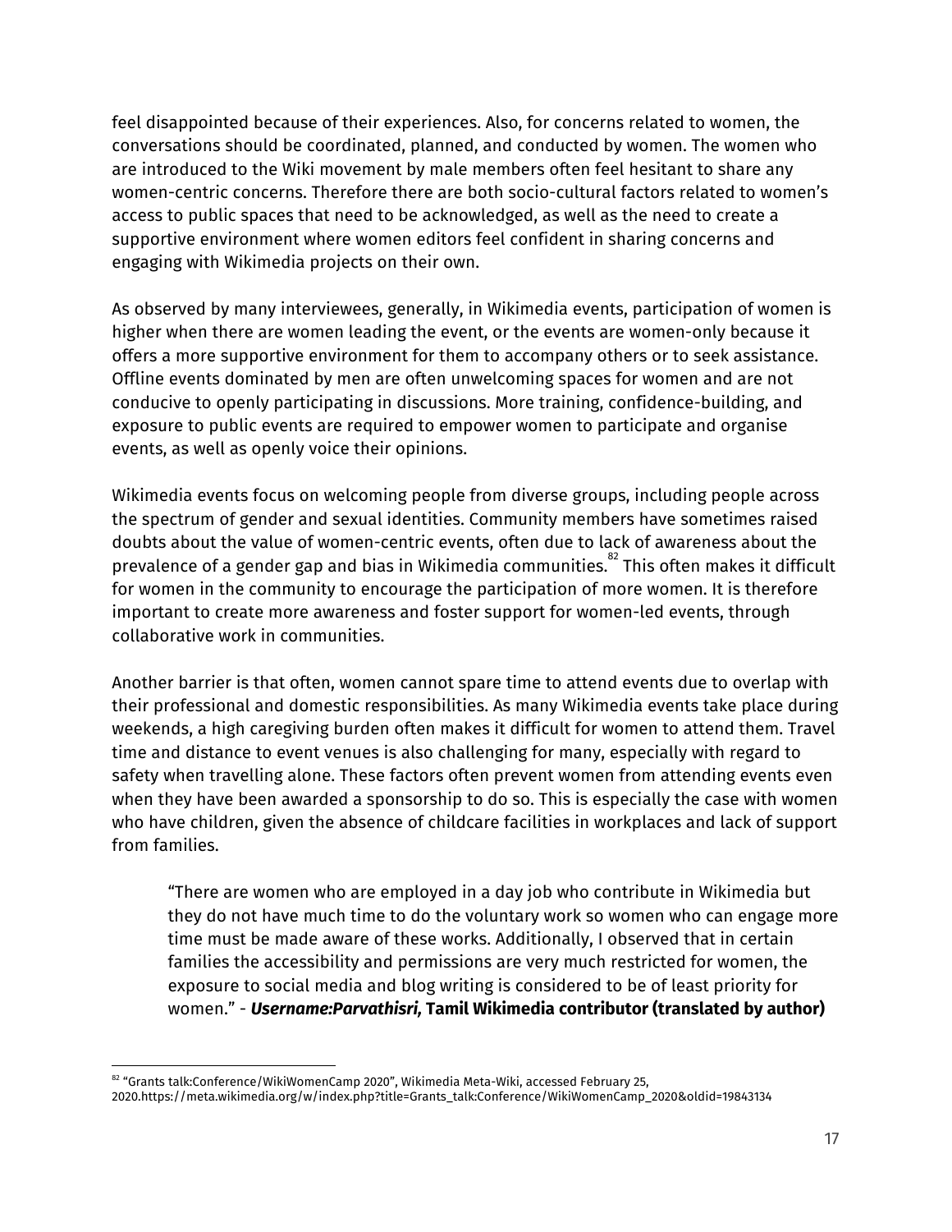feel disappointed because of their experiences. Also, for concerns related to women, the conversations should be coordinated, planned, and conducted by women. The women who are introduced to the Wiki movement by male members often feel hesitant to share any women-centric concerns. Therefore there are both socio-cultural factors related to women's access to public spaces that need to be acknowledged, as well as the need to create a supportive environment where women editors feel confident in sharing concerns and engaging with Wikimedia projects on their own.

As observed by many interviewees, generally, in Wikimedia events, participation of women is higher when there are women leading the event, or the events are women-only because it offers a more supportive environment for them to accompany others or to seek assistance. Offline events dominated by men are often unwelcoming spaces for women and are not conducive to openly participating in discussions. More training, confidence-building, and exposure to public events are required to empower women to participate and organise events, as well as openly voice their opinions.

Wikimedia events focus on welcoming people from diverse groups, including people across the spectrum of gender and sexual identities. Community members have sometimes raised doubts about the value of women-centric events, often due to lack of awareness about the prevalence of a gender gap and bias in Wikimedia communities.[82] This often makes it difficult for women in the community to encourage the participation of more women. It is therefore important to create more awareness and foster support for women-led events, through collaborative work in communities.

Another barrier is that often, women cannot spare time to attend events due to overlap with their professional and domestic responsibilities. As many Wikimedia events take place during weekends, a high caregiving burden often makes it difficult for women to attend them. Travel time and distance to event venues is also challenging for many, especially with regard to safety when travelling alone. These factors often prevent women from attending events even when they have been awarded a sponsorship to do so. This is especially the case with women who have children, given the absence of childcare facilities in workplaces and lack of support from families.

> "There are women who are employed in a day job who contribute in Wikimedia but they do not have much time to do the voluntary work so women who can engage more time must be made aware of these works. Additionally, I observed that in certain families the accessibility and permissions are very much restricted for women, the exposure to social media and blog writing is considered to be of least priority for women." - ***Username:Parvathisri,*** **Tamil Wikimedia contributor (translated by author)**

---

[82] "Grants talk:Conference/WikiWomenCamp 2020", Wikimedia Meta-Wiki, accessed February 25, 2020.https://meta.wikimedia.org/w/index.php?title=Grants_talk:Conference/WikiWomenCamp_2020&oldid=19843134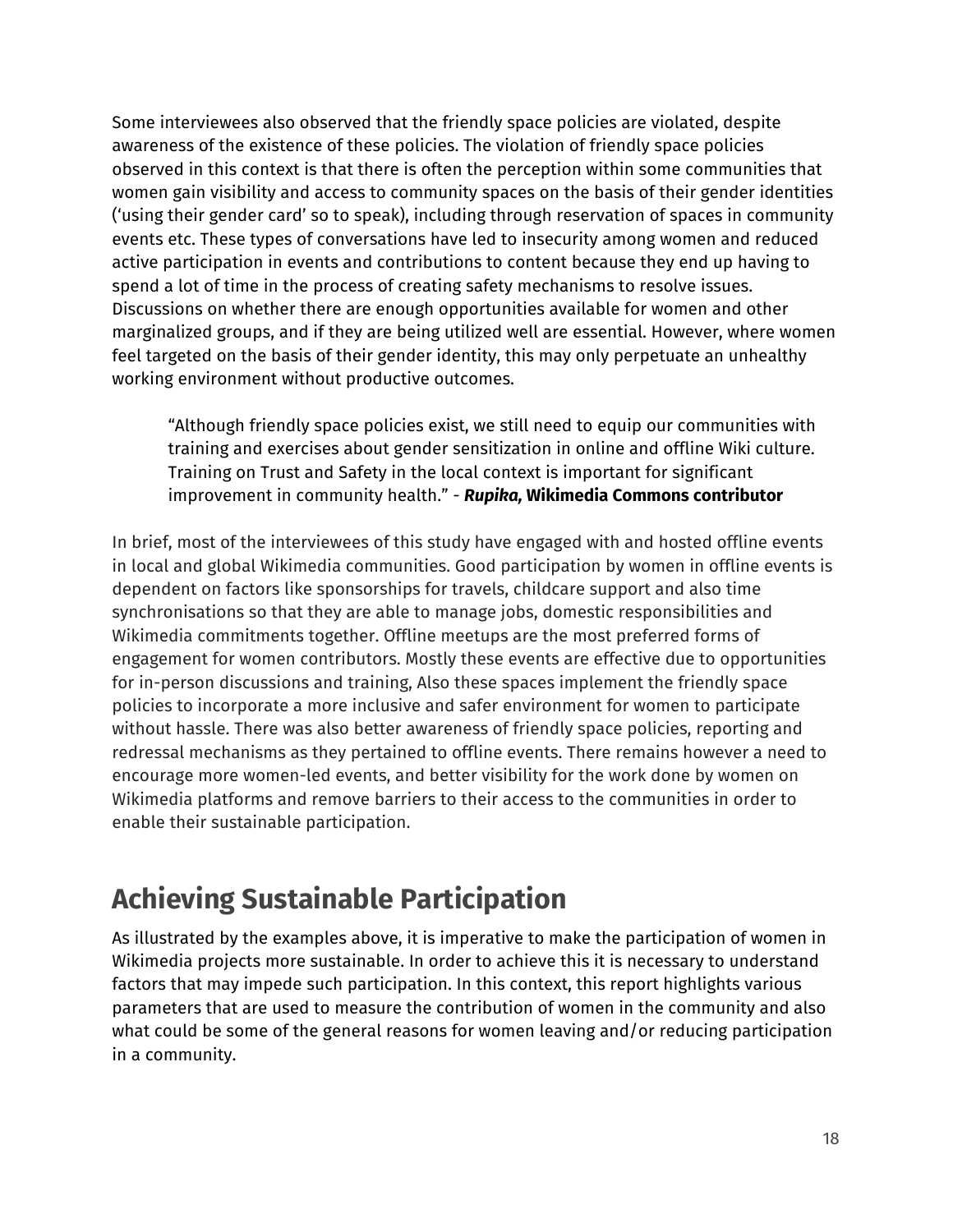Some interviewees also observed that the friendly space policies are violated, despite awareness of the existence of these policies. The violation of friendly space policies observed in this context is that there is often the perception within some communities that women gain visibility and access to community spaces on the basis of their gender identities ('using their gender card' so to speak), including through reservation of spaces in community events etc. These types of conversations have led to insecurity among women and reduced active participation in events and contributions to content because they end up having to spend a lot of time in the process of creating safety mechanisms to resolve issues. Discussions on whether there are enough opportunities available for women and other marginalized groups, and if they are being utilized well are essential. However, where women feel targeted on the basis of their gender identity, this may only perpetuate an unhealthy working environment without productive outcomes.

> "Although friendly space policies exist, we still need to equip our communities with training and exercises about gender sensitization in online and offline Wiki culture. Training on Trust and Safety in the local context is important for significant improvement in community health." - ***Rupika,* Wikimedia Commons contributor**

In brief, most of the interviewees of this study have engaged with and hosted offline events in local and global Wikimedia communities. Good participation by women in offline events is dependent on factors like sponsorships for travels, childcare support and also time synchronisations so that they are able to manage jobs, domestic responsibilities and Wikimedia commitments together. Offline meetups are the most preferred forms of engagement for women contributors. Mostly these events are effective due to opportunities for in-person discussions and training, Also these spaces implement the friendly space policies to incorporate a more inclusive and safer environment for women to participate without hassle. There was also better awareness of friendly space policies, reporting and redressal mechanisms as they pertained to offline events. There remains however a need to encourage more women-led events, and better visibility for the work done by women on Wikimedia platforms and remove barriers to their access to the communities in order to enable their sustainable participation.

# Achieving Sustainable Participation

As illustrated by the examples above, it is imperative to make the participation of women in Wikimedia projects more sustainable. In order to achieve this it is necessary to understand factors that may impede such participation. In this context, this report highlights various parameters that are used to measure the contribution of women in the community and also what could be some of the general reasons for women leaving and/or reducing participation in a community.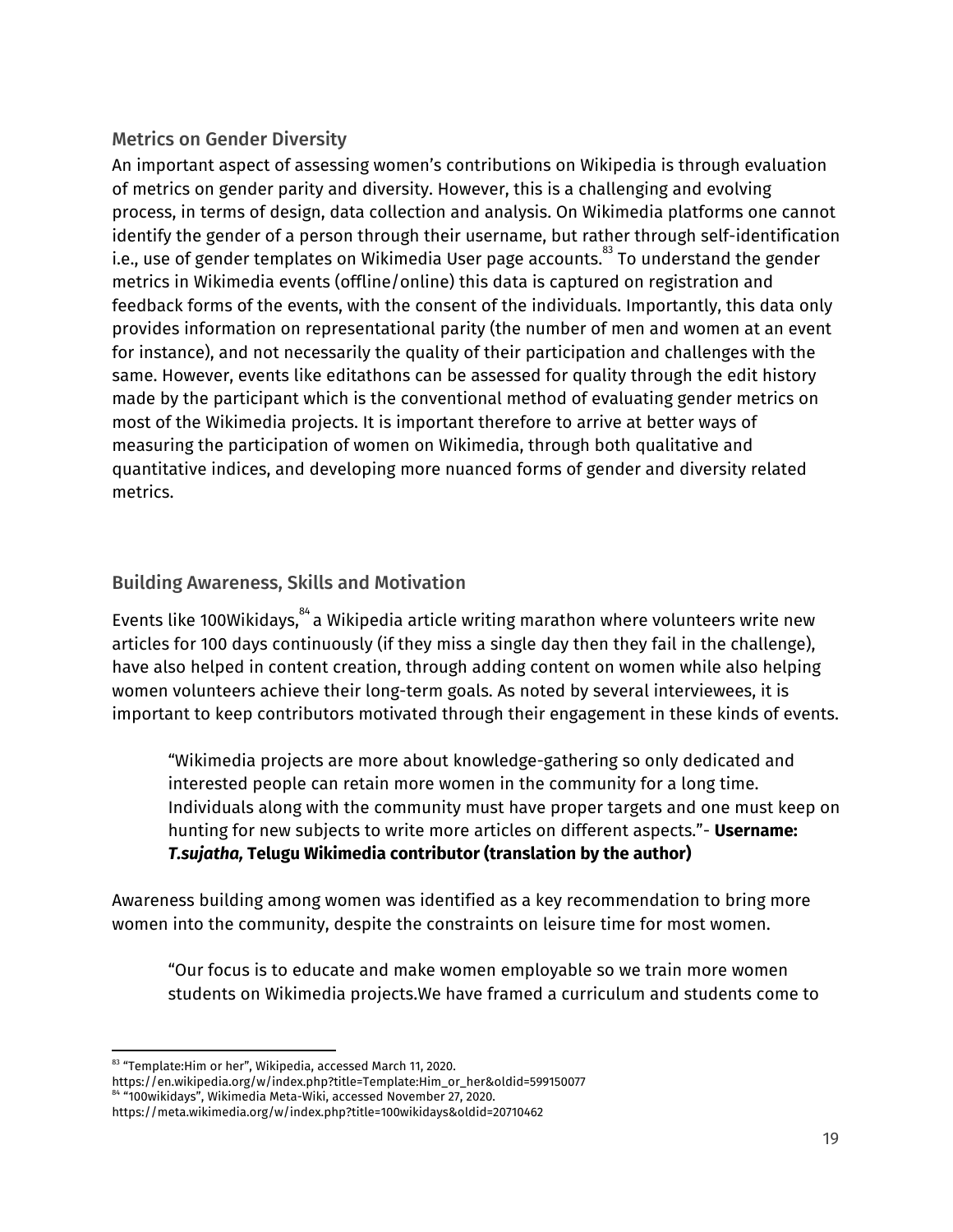### Metrics on Gender Diversity

An important aspect of assessing women's contributions on Wikipedia is through evaluation of metrics on gender parity and diversity. However, this is a challenging and evolving process, in terms of design, data collection and analysis. On Wikimedia platforms one cannot identify the gender of a person through their username, but rather through self-identification i.e., use of gender templates on Wikimedia User page accounts.[83] To understand the gender metrics in Wikimedia events (offline/online) this data is captured on registration and feedback forms of the events, with the consent of the individuals. Importantly, this data only provides information on representational parity (the number of men and women at an event for instance), and not necessarily the quality of their participation and challenges with the same. However, events like editathons can be assessed for quality through the edit history made by the participant which is the conventional method of evaluating gender metrics on most of the Wikimedia projects. It is important therefore to arrive at better ways of measuring the participation of women on Wikimedia, through both qualitative and quantitative indices, and developing more nuanced forms of gender and diversity related metrics.

### Building Awareness, Skills and Motivation

Events like 100Wikidays,[84] a Wikipedia article writing marathon where volunteers write new articles for 100 days continuously (if they miss a single day then they fail in the challenge), have also helped in content creation, through adding content on women while also helping women volunteers achieve their long-term goals. As noted by several interviewees, it is important to keep contributors motivated through their engagement in these kinds of events.

> "Wikimedia projects are more about knowledge-gathering so only dedicated and interested people can retain more women in the community for a long time. Individuals along with the community must have proper targets and one must keep on hunting for new subjects to write more articles on different aspects."- **Username: *T.sujatha*, Telugu Wikimedia contributor (translation by the author)**

Awareness building among women was identified as a key recommendation to bring more women into the community, despite the constraints on leisure time for most women.

> "Our focus is to educate and make women employable so we train more women students on Wikimedia projects.We have framed a curriculum and students come to

---

[83] "Template:Him or her", Wikipedia, accessed March 11, 2020. https://en.wikipedia.org/w/index.php?title=Template:Him_or_her&oldid=599150077

[84] "100wikidays", Wikimedia Meta-Wiki, accessed November 27, 2020. https://meta.wikimedia.org/w/index.php?title=100wikidays&oldid=20710462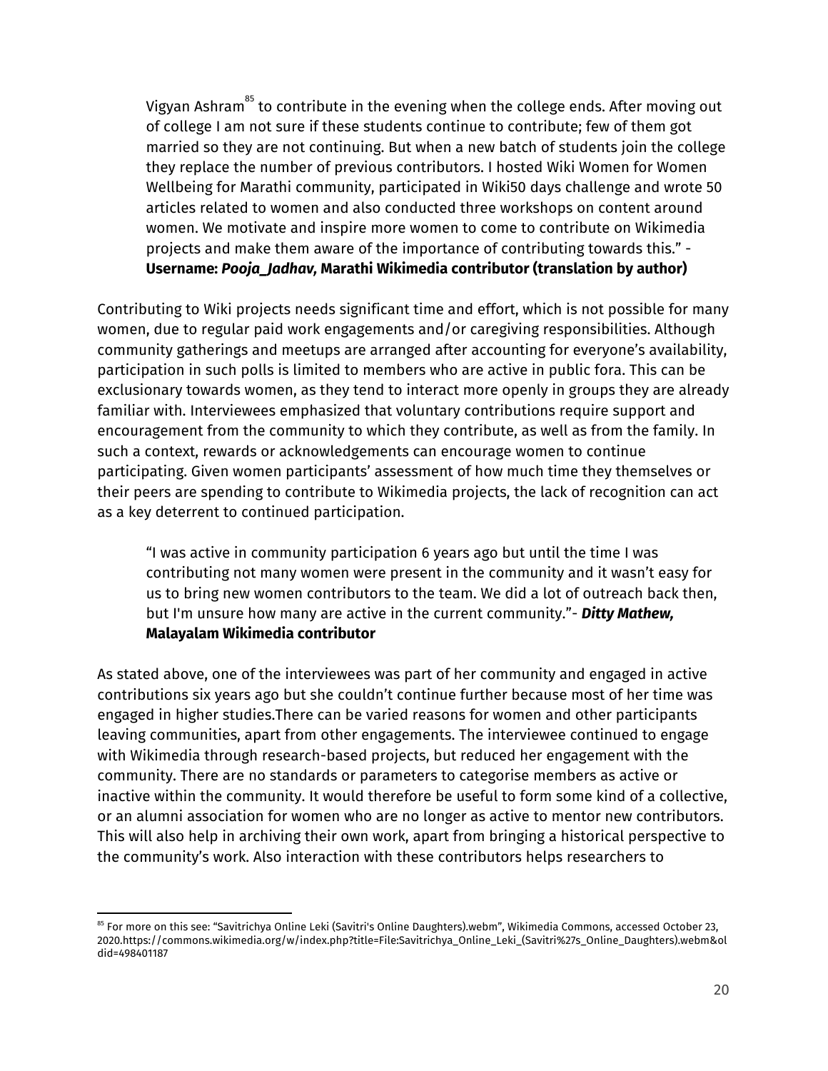> Vigyan Ashram[85] to contribute in the evening when the college ends. After moving out of college I am not sure if these students continue to contribute; few of them got married so they are not continuing. But when a new batch of students join the college they replace the number of previous contributors. I hosted Wiki Women for Women Wellbeing for Marathi community, participated in Wiki50 days challenge and wrote 50 articles related to women and also conducted three workshops on content around women. We motivate and inspire more women to come to contribute on Wikimedia projects and make them aware of the importance of contributing towards this." - **Username: *Pooja_Jadhav,* Marathi Wikimedia contributor (translation by author)**

Contributing to Wiki projects needs significant time and effort, which is not possible for many women, due to regular paid work engagements and/or caregiving responsibilities. Although community gatherings and meetups are arranged after accounting for everyone's availability, participation in such polls is limited to members who are active in public fora. This can be exclusionary towards women, as they tend to interact more openly in groups they are already familiar with. Interviewees emphasized that voluntary contributions require support and encouragement from the community to which they contribute, as well as from the family. In such a context, rewards or acknowledgements can encourage women to continue participating. Given women participants' assessment of how much time they themselves or their peers are spending to contribute to Wikimedia projects, the lack of recognition can act as a key deterrent to continued participation.

> "I was active in community participation 6 years ago but until the time I was contributing not many women were present in the community and it wasn't easy for us to bring new women contributors to the team. We did a lot of outreach back then, but I'm unsure how many are active in the current community."- ***Ditty Mathew,* Malayalam Wikimedia contributor**

As stated above, one of the interviewees was part of her community and engaged in active contributions six years ago but she couldn't continue further because most of her time was engaged in higher studies.There can be varied reasons for women and other participants leaving communities, apart from other engagements. The interviewee continued to engage with Wikimedia through research-based projects, but reduced her engagement with the community. There are no standards or parameters to categorise members as active or inactive within the community. It would therefore be useful to form some kind of a collective, or an alumni association for women who are no longer as active to mentor new contributors. This will also help in archiving their own work, apart from bringing a historical perspective to the community's work. Also interaction with these contributors helps researchers to

---

[85] For more on this see: "Savitrichya Online Leki (Savitri's Online Daughters).webm", Wikimedia Commons, accessed October 23, 2020.https://commons.wikimedia.org/w/index.php?title=File:Savitrichya_Online_Leki_(Savitri%27s_Online_Daughters).webm&oldid=498401187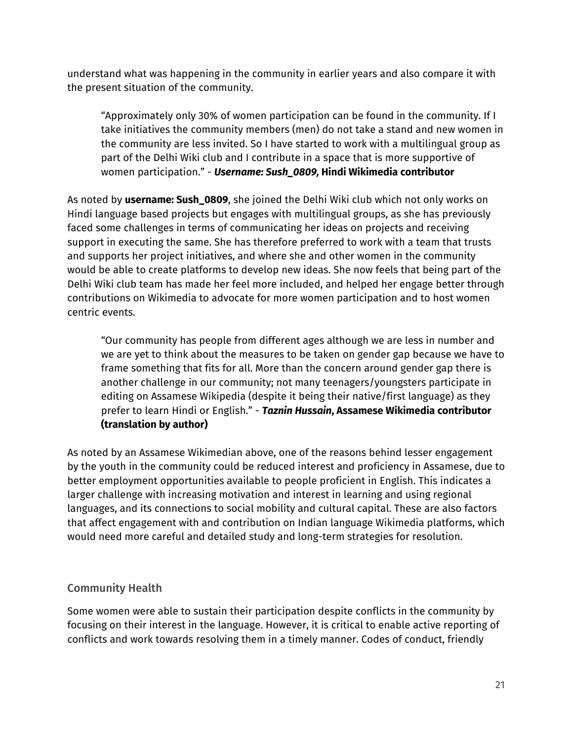understand what was happening in the community in earlier years and also compare it with the present situation of the community.

> "Approximately only 30% of women participation can be found in the community. If I take initiatives the community members (men) do not take a stand and new women in the community are less invited. So I have started to work with a multilingual group as part of the Delhi Wiki club and I contribute in a space that is more supportive of women participation." - ***Username: Sush_0809,* Hindi Wikimedia contributor**

As noted by **username: Sush_0809**, she joined the Delhi Wiki club which not only works on Hindi language based projects but engages with multilingual groups, as she has previously faced some challenges in terms of communicating her ideas on projects and receiving support in executing the same. She has therefore preferred to work with a team that trusts and supports her project initiatives, and where she and other women in the community would be able to create platforms to develop new ideas. She now feels that being part of the Delhi Wiki club team has made her feel more included, and helped her engage better through contributions on Wikimedia to advocate for more women participation and to host women centric events.

> "Our community has people from different ages although we are less in number and we are yet to think about the measures to be taken on gender gap because we have to frame something that fits for all. More than the concern around gender gap there is another challenge in our community; not many teenagers/youngsters participate in editing on Assamese Wikipedia (despite it being their native/first language) as they prefer to learn Hindi or English." - ***Taznin Hussain*, Assamese Wikimedia contributor (translation by author)**

As noted by an Assamese Wikimedian above, one of the reasons behind lesser engagement by the youth in the community could be reduced interest and proficiency in Assamese, due to better employment opportunities available to people proficient in English. This indicates a larger challenge with increasing motivation and interest in learning and using regional languages, and its connections to social mobility and cultural capital. These are also factors that affect engagement with and contribution on Indian language Wikimedia platforms, which would need more careful and detailed study and long-term strategies for resolution.

### Community Health

Some women were able to sustain their participation despite conflicts in the community by focusing on their interest in the language. However, it is critical to enable active reporting of conflicts and work towards resolving them in a timely manner. Codes of conduct, friendly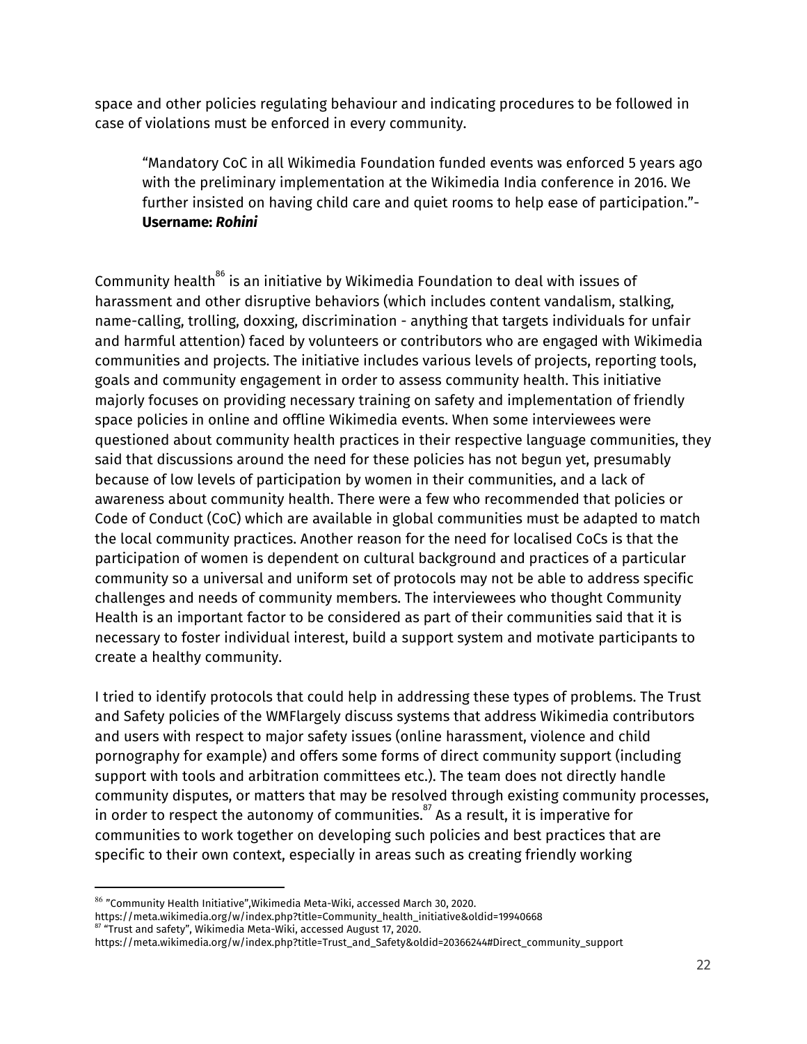space and other policies regulating behaviour and indicating procedures to be followed in case of violations must be enforced in every community.

> "Mandatory CoC in all Wikimedia Foundation funded events was enforced 5 years ago with the preliminary implementation at the Wikimedia India conference in 2016. We further insisted on having child care and quiet rooms to help ease of participation."- **Username: *Rohini***

Community health[86] is an initiative by Wikimedia Foundation to deal with issues of harassment and other disruptive behaviors (which includes content vandalism, stalking, name-calling, trolling, doxxing, discrimination - anything that targets individuals for unfair and harmful attention) faced by volunteers or contributors who are engaged with Wikimedia communities and projects. The initiative includes various levels of projects, reporting tools, goals and community engagement in order to assess community health. This initiative majorly focuses on providing necessary training on safety and implementation of friendly space policies in online and offline Wikimedia events. When some interviewees were questioned about community health practices in their respective language communities, they said that discussions around the need for these policies has not begun yet, presumably because of low levels of participation by women in their communities, and a lack of awareness about community health. There were a few who recommended that policies or Code of Conduct (CoC) which are available in global communities must be adapted to match the local community practices. Another reason for the need for localised CoCs is that the participation of women is dependent on cultural background and practices of a particular community so a universal and uniform set of protocols may not be able to address specific challenges and needs of community members. The interviewees who thought Community Health is an important factor to be considered as part of their communities said that it is necessary to foster individual interest, build a support system and motivate participants to create a healthy community.

I tried to identify protocols that could help in addressing these types of problems. The Trust and Safety policies of the WMFlargely discuss systems that address Wikimedia contributors and users with respect to major safety issues (online harassment, violence and child pornography for example) and offers some forms of direct community support (including support with tools and arbitration committees etc.). The team does not directly handle community disputes, or matters that may be resolved through existing community processes, in order to respect the autonomy of communities.[87] As a result, it is imperative for communities to work together on developing such policies and best practices that are specific to their own context, especially in areas such as creating friendly working

[86] "Community Health Initiative",Wikimedia Meta-Wiki, accessed March 30, 2020.
https://meta.wikimedia.org/w/index.php?title=Community_health_initiative&oldid=19940668
[87] "Trust and safety", Wikimedia Meta-Wiki, accessed August 17, 2020.
https://meta.wikimedia.org/w/index.php?title=Trust_and_Safety&oldid=20366244#Direct_community_support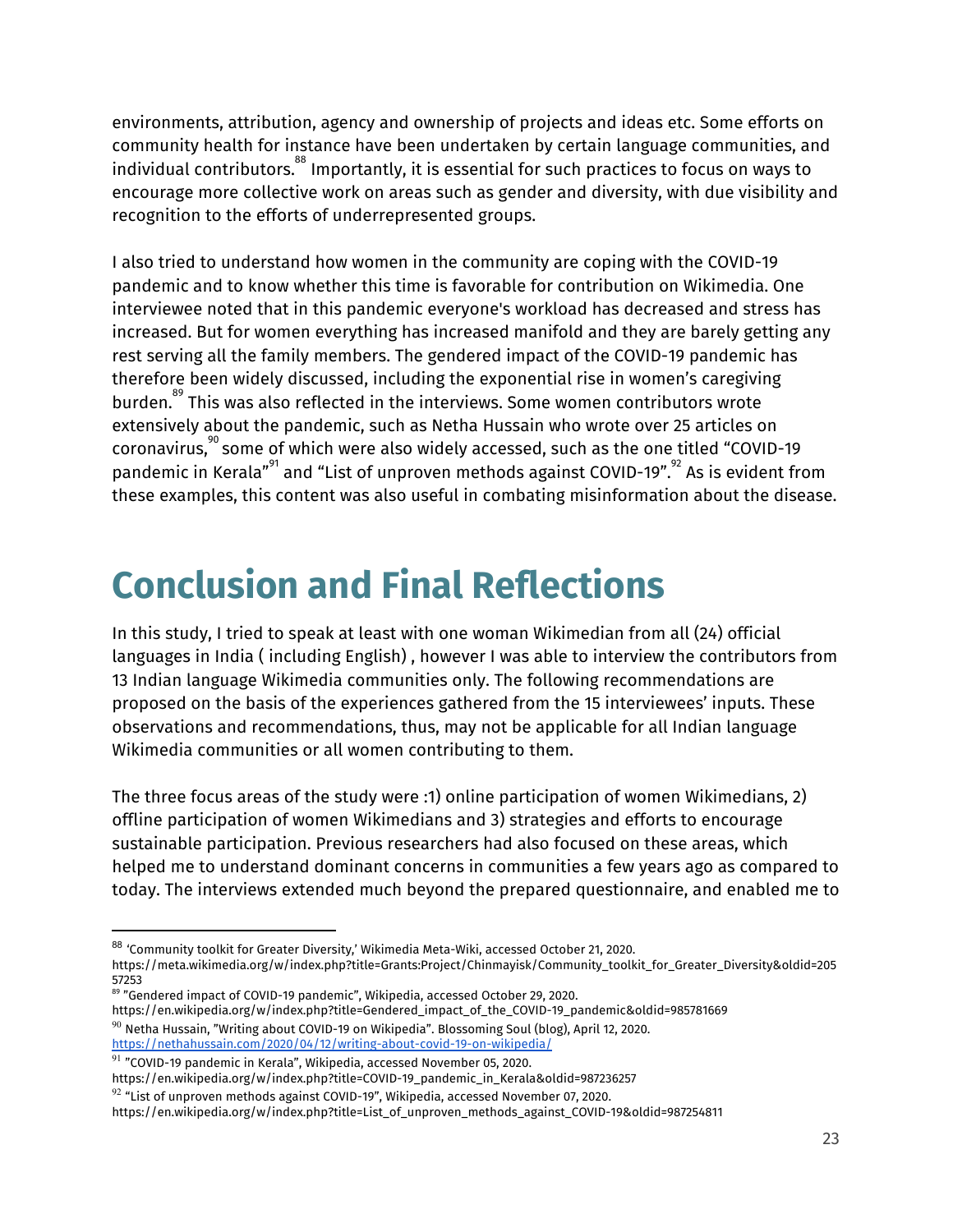environments, attribution, agency and ownership of projects and ideas etc. Some efforts on community health for instance have been undertaken by certain language communities, and individual contributors.[88] Importantly, it is essential for such practices to focus on ways to encourage more collective work on areas such as gender and diversity, with due visibility and recognition to the efforts of underrepresented groups.

I also tried to understand how women in the community are coping with the COVID-19 pandemic and to know whether this time is favorable for contribution on Wikimedia. One interviewee noted that in this pandemic everyone's workload has decreased and stress has increased. But for women everything has increased manifold and they are barely getting any rest serving all the family members. The gendered impact of the COVID-19 pandemic has therefore been widely discussed, including the exponential rise in women's caregiving burden.[89] This was also reflected in the interviews. Some women contributors wrote extensively about the pandemic, such as Netha Hussain who wrote over 25 articles on coronavirus,[90] some of which were also widely accessed, such as the one titled "COVID-19 pandemic in Kerala"[91] and "List of unproven methods against COVID-19".[92] As is evident from these examples, this content was also useful in combating misinformation about the disease.

# Conclusion and Final Reflections

In this study, I tried to speak at least with one woman Wikimedian from all (24) official languages in India ( including English) , however I was able to interview the contributors from 13 Indian language Wikimedia communities only. The following recommendations are proposed on the basis of the experiences gathered from the 15 interviewees' inputs. These observations and recommendations, thus, may not be applicable for all Indian language Wikimedia communities or all women contributing to them.

The three focus areas of the study were :1) online participation of women Wikimedians, 2) offline participation of women Wikimedians and 3) strategies and efforts to encourage sustainable participation. Previous researchers had also focused on these areas, which helped me to understand dominant concerns in communities a few years ago as compared to today. The interviews extended much beyond the prepared questionnaire, and enabled me to

---

[88] 'Community toolkit for Greater Diversity,' Wikimedia Meta-Wiki, accessed October 21, 2020. https://meta.wikimedia.org/w/index.php?title=Grants:Project/Chinmayisk/Community_toolkit_for_Greater_Diversity&oldid=20557253

[89] "Gendered impact of COVID-19 pandemic", Wikipedia, accessed October 29, 2020. https://en.wikipedia.org/w/index.php?title=Gendered_impact_of_the_COVID-19_pandemic&oldid=985781669

[90] Netha Hussain, "Writing about COVID-19 on Wikipedia". Blossoming Soul (blog), April 12, 2020. https://nethahussain.com/2020/04/12/writing-about-covid-19-on-wikipedia/

[91] "COVID-19 pandemic in Kerala", Wikipedia, accessed November 05, 2020. https://en.wikipedia.org/w/index.php?title=COVID-19_pandemic_in_Kerala&oldid=987236257

[92] "List of unproven methods against COVID-19", Wikipedia, accessed November 07, 2020. https://en.wikipedia.org/w/index.php?title=List_of_unproven_methods_against_COVID-19&oldid=987254811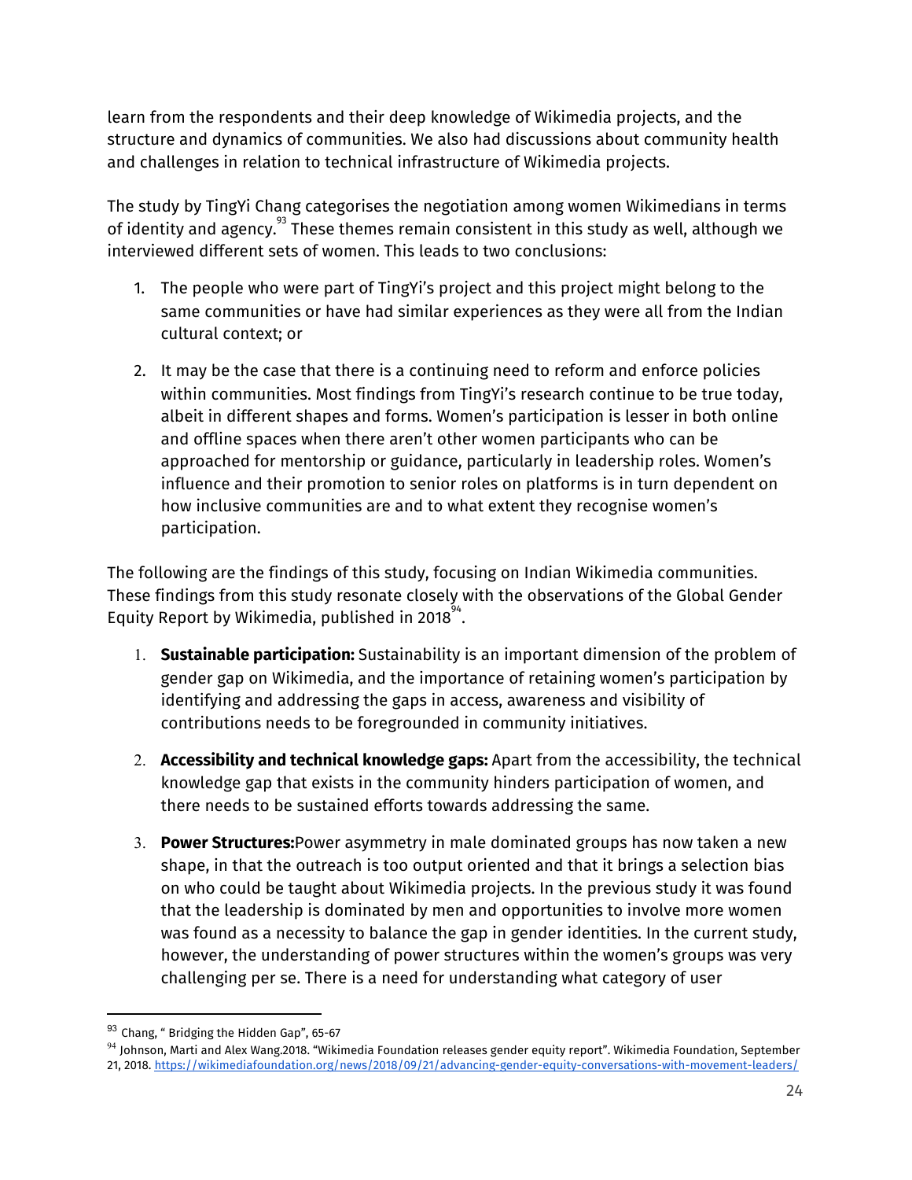learn from the respondents and their deep knowledge of Wikimedia projects, and the structure and dynamics of communities. We also had discussions about community health and challenges in relation to technical infrastructure of Wikimedia projects.

The study by TingYi Chang categorises the negotiation among women Wikimedians in terms of identity and agency.[93] These themes remain consistent in this study as well, although we interviewed different sets of women. This leads to two conclusions:

1. The people who were part of TingYi's project and this project might belong to the same communities or have had similar experiences as they were all from the Indian cultural context; or
2. It may be the case that there is a continuing need to reform and enforce policies within communities. Most findings from TingYi's research continue to be true today, albeit in different shapes and forms. Women's participation is lesser in both online and offline spaces when there aren't other women participants who can be approached for mentorship or guidance, particularly in leadership roles. Women's influence and their promotion to senior roles on platforms is in turn dependent on how inclusive communities are and to what extent they recognise women's participation.

The following are the findings of this study, focusing on Indian Wikimedia communities. These findings from this study resonate closely with the observations of the Global Gender Equity Report by Wikimedia, published in 2018[94].

1. **Sustainable participation:** Sustainability is an important dimension of the problem of gender gap on Wikimedia, and the importance of retaining women's participation by identifying and addressing the gaps in access, awareness and visibility of contributions needs to be foregrounded in community initiatives.
2. **Accessibility and technical knowledge gaps:** Apart from the accessibility, the technical knowledge gap that exists in the community hinders participation of women, and there needs to be sustained efforts towards addressing the same.
3. **Power Structures:**Power asymmetry in male dominated groups has now taken a new shape, in that the outreach is too output oriented and that it brings a selection bias on who could be taught about Wikimedia projects. In the previous study it was found that the leadership is dominated by men and opportunities to involve more women was found as a necessity to balance the gap in gender identities. In the current study, however, the understanding of power structures within the women's groups was very challenging per se. There is a need for understanding what category of user

---

[93] Chang, " Bridging the Hidden Gap", 65-67

[94] Johnson, Marti and Alex Wang.2018. "Wikimedia Foundation releases gender equity report". Wikimedia Foundation, September 21, 2018. https://wikimediafoundation.org/news/2018/09/21/advancing-gender-equity-conversations-with-movement-leaders/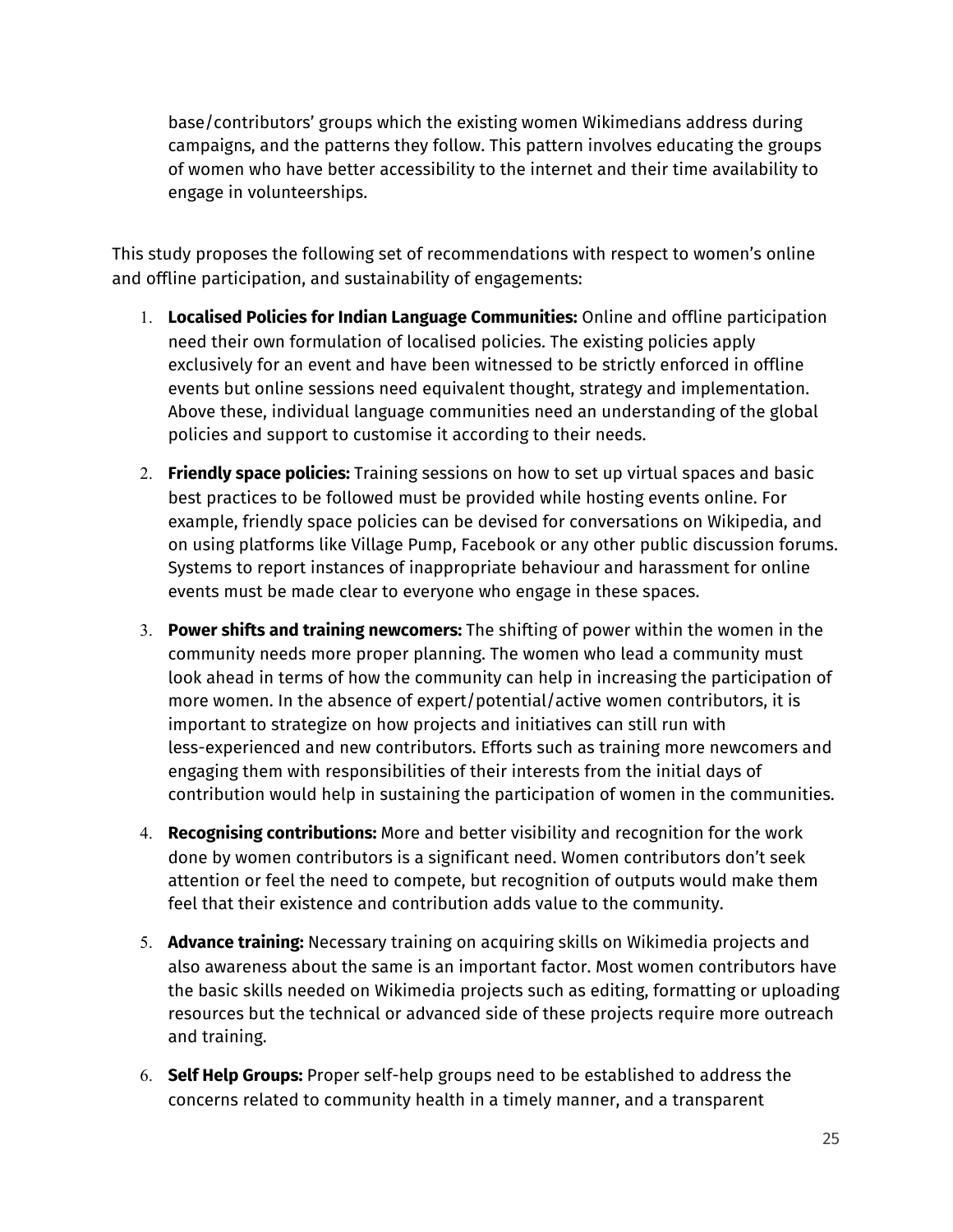base/contributors' groups which the existing women Wikimedians address during campaigns, and the patterns they follow. This pattern involves educating the groups of women who have better accessibility to the internet and their time availability to engage in volunteerships.

This study proposes the following set of recommendations with respect to women's online and offline participation, and sustainability of engagements:

1. **Localised Policies for Indian Language Communities:** Online and offline participation need their own formulation of localised policies. The existing policies apply exclusively for an event and have been witnessed to be strictly enforced in offline events but online sessions need equivalent thought, strategy and implementation. Above these, individual language communities need an understanding of the global policies and support to customise it according to their needs.

2. **Friendly space policies:** Training sessions on how to set up virtual spaces and basic best practices to be followed must be provided while hosting events online. For example, friendly space policies can be devised for conversations on Wikipedia, and on using platforms like Village Pump, Facebook or any other public discussion forums. Systems to report instances of inappropriate behaviour and harassment for online events must be made clear to everyone who engage in these spaces.

3. **Power shifts and training newcomers:** The shifting of power within the women in the community needs more proper planning. The women who lead a community must look ahead in terms of how the community can help in increasing the participation of more women. In the absence of expert/potential/active women contributors, it is important to strategize on how projects and initiatives can still run with less-experienced and new contributors. Efforts such as training more newcomers and engaging them with responsibilities of their interests from the initial days of contribution would help in sustaining the participation of women in the communities.

4. **Recognising contributions:** More and better visibility and recognition for the work done by women contributors is a significant need. Women contributors don't seek attention or feel the need to compete, but recognition of outputs would make them feel that their existence and contribution adds value to the community.

5. **Advance training:** Necessary training on acquiring skills on Wikimedia projects and also awareness about the same is an important factor. Most women contributors have the basic skills needed on Wikimedia projects such as editing, formatting or uploading resources but the technical or advanced side of these projects require more outreach and training.

6. **Self Help Groups:** Proper self-help groups need to be established to address the concerns related to community health in a timely manner, and a transparent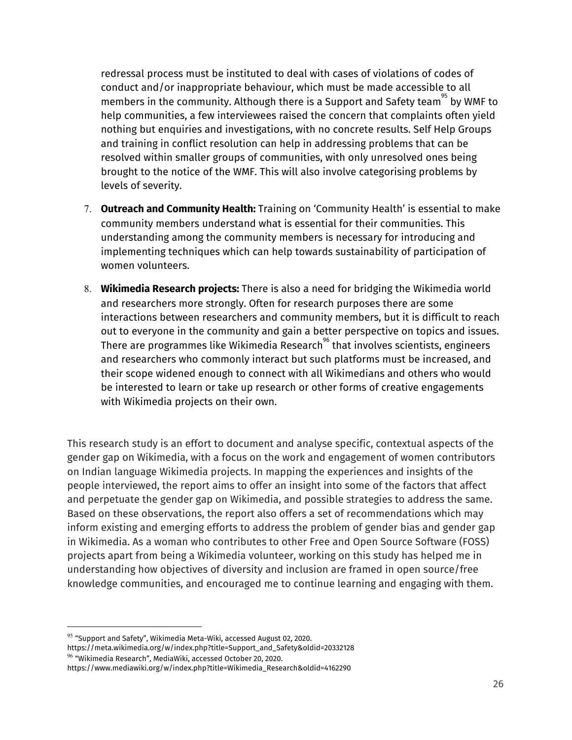redressal process must be instituted to deal with cases of violations of codes of conduct and/or inappropriate behaviour, which must be made accessible to all members in the community. Although there is a Support and Safety team[95] by WMF to help communities, a few interviewees raised the concern that complaints often yield nothing but enquiries and investigations, with no concrete results. Self Help Groups and training in conflict resolution can help in addressing problems that can be resolved within smaller groups of communities, with only unresolved ones being brought to the notice of the WMF. This will also involve categorising problems by levels of severity.

7. **Outreach and Community Health:** Training on 'Community Health' is essential to make community members understand what is essential for their communities. This understanding among the community members is necessary for introducing and implementing techniques which can help towards sustainability of participation of women volunteers.

8. **Wikimedia Research projects:** There is also a need for bridging the Wikimedia world and researchers more strongly. Often for research purposes there are some interactions between researchers and community members, but it is difficult to reach out to everyone in the community and gain a better perspective on topics and issues. There are programmes like Wikimedia Research[96] that involves scientists, engineers and researchers who commonly interact but such platforms must be increased, and their scope widened enough to connect with all Wikimedians and others who would be interested to learn or take up research or other forms of creative engagements with Wikimedia projects on their own.

This research study is an effort to document and analyse specific, contextual aspects of the gender gap on Wikimedia, with a focus on the work and engagement of women contributors on Indian language Wikimedia projects. In mapping the experiences and insights of the people interviewed, the report aims to offer an insight into some of the factors that affect and perpetuate the gender gap on Wikimedia, and possible strategies to address the same. Based on these observations, the report also offers a set of recommendations which may inform existing and emerging efforts to address the problem of gender bias and gender gap in Wikimedia. As a woman who contributes to other Free and Open Source Software (FOSS) projects apart from being a Wikimedia volunteer, working on this study has helped me in understanding how objectives of diversity and inclusion are framed in open source/free knowledge communities, and encouraged me to continue learning and engaging with them.

---

[95] "Support and Safety", Wikimedia Meta-Wiki, accessed August 02, 2020. https://meta.wikimedia.org/w/index.php?title=Support_and_Safety&oldid=20332128

[96] "Wikimedia Research", MediaWiki, accessed October 20, 2020. https://www.mediawiki.org/w/index.php?title=Wikimedia_Research&oldid=4162290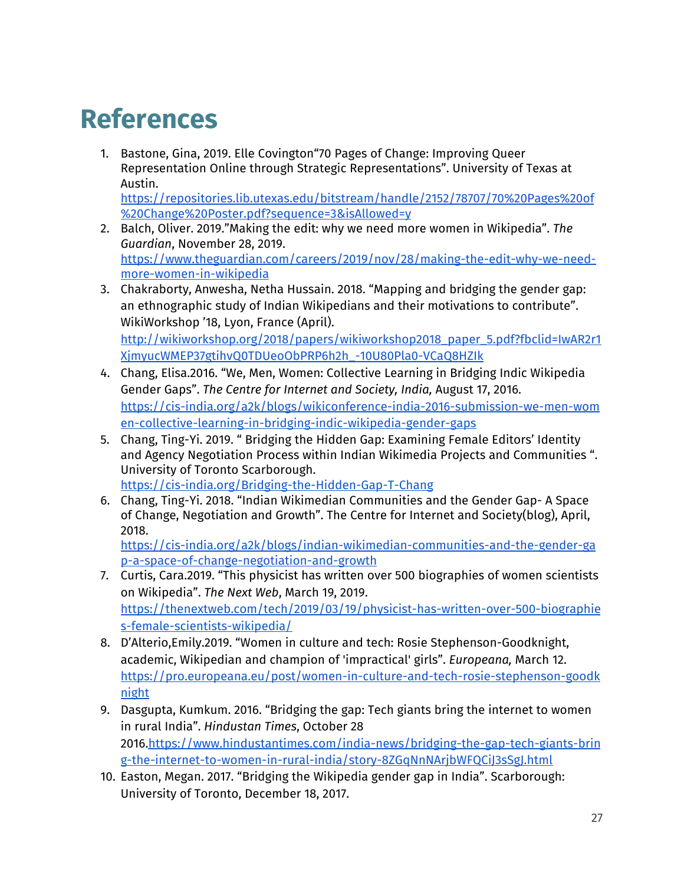# References

1. Bastone, Gina, 2019. Elle Covington"70 Pages of Change: Improving Queer Representation Online through Strategic Representations". University of Texas at Austin. https://repositories.lib.utexas.edu/bitstream/handle/2152/78707/70%20Pages%20of%20Change%20Poster.pdf?sequence=3&isAllowed=y
2. Balch, Oliver. 2019."Making the edit: why we need more women in Wikipedia". *The Guardian*, November 28, 2019. https://www.theguardian.com/careers/2019/nov/28/making-the-edit-why-we-need-more-women-in-wikipedia
3. Chakraborty, Anwesha, Netha Hussain. 2018. "Mapping and bridging the gender gap: an ethnographic study of Indian Wikipedians and their motivations to contribute". WikiWorkshop '18, Lyon, France (April). http://wikiworkshop.org/2018/papers/wikiworkshop2018_paper_5.pdf?fbclid=IwAR2r1XjmyucWMEP37gtihvQ0TDUeoObPRP6h2h_-10U80Pla0-VCaQ8HZIk
4. Chang, Elisa.2016. "We, Men, Women: Collective Learning in Bridging Indic Wikipedia Gender Gaps". *The Centre for Internet and Society, India,* August 17, 2016. https://cis-india.org/a2k/blogs/wikiconference-india-2016-submission-we-men-women-collective-learning-in-bridging-indic-wikipedia-gender-gaps
5. Chang, Ting-Yi. 2019. " Bridging the Hidden Gap: Examining Female Editors' Identity and Agency Negotiation Process within Indian Wikimedia Projects and Communities ". University of Toronto Scarborough. https://cis-india.org/Bridging-the-Hidden-Gap-T-Chang
6. Chang, Ting-Yi. 2018. "Indian Wikimedian Communities and the Gender Gap- A Space of Change, Negotiation and Growth". The Centre for Internet and Society(blog), April, 2018. https://cis-india.org/a2k/blogs/indian-wikimedian-communities-and-the-gender-gap-a-space-of-change-negotiation-and-growth
7. Curtis, Cara.2019. "This physicist has written over 500 biographies of women scientists on Wikipedia". *The Next Web*, March 19, 2019. https://thenextweb.com/tech/2019/03/19/physicist-has-written-over-500-biographies-female-scientists-wikipedia/
8. D'Alterio,Emily.2019. "Women in culture and tech: Rosie Stephenson-Goodknight, academic, Wikipedian and champion of 'impractical' girls". *Europeana,* March 12. https://pro.europeana.eu/post/women-in-culture-and-tech-rosie-stephenson-goodknight
9. Dasgupta, Kumkum. 2016. "Bridging the gap: Tech giants bring the internet to women in rural India". *Hindustan Times*, October 28 2016.https://www.hindustantimes.com/india-news/bridging-the-gap-tech-giants-bring-the-internet-to-women-in-rural-india/story-8ZGqNnNArjbWFQCiJ3sSgJ.html
10. Easton, Megan. 2017. "Bridging the Wikipedia gender gap in India". Scarborough: University of Toronto, December 18, 2017.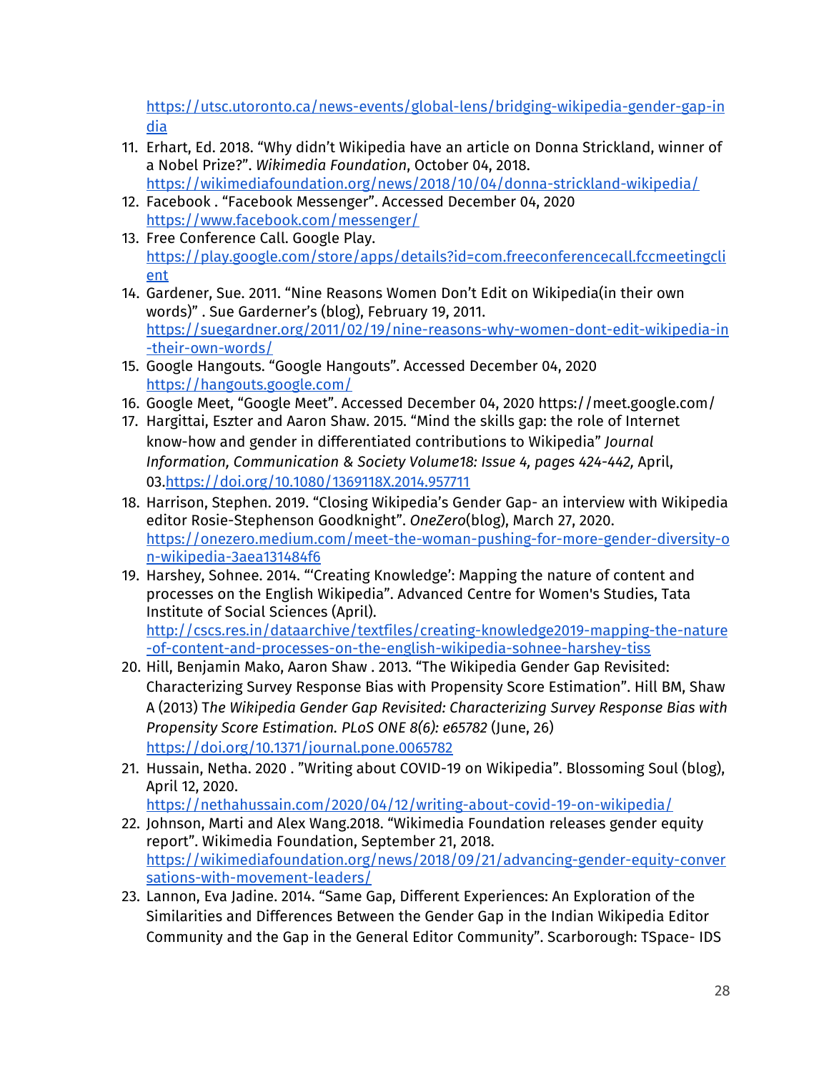https://utsc.utoronto.ca/news-events/global-lens/bridging-wikipedia-gender-gap-india

11. Erhart, Ed. 2018. "Why didn't Wikipedia have an article on Donna Strickland, winner of a Nobel Prize?". *Wikimedia Foundation*, October 04, 2018. https://wikimediafoundation.org/news/2018/10/04/donna-strickland-wikipedia/
12. Facebook . "Facebook Messenger". Accessed December 04, 2020 https://www.facebook.com/messenger/
13. Free Conference Call. Google Play. https://play.google.com/store/apps/details?id=com.freeconferencecall.fccmeetingclient
14. Gardener, Sue. 2011. "Nine Reasons Women Don't Edit on Wikipedia(in their own words)" . Sue Garderner's (blog), February 19, 2011. https://suegardner.org/2011/02/19/nine-reasons-why-women-dont-edit-wikipedia-in-their-own-words/
15. Google Hangouts. "Google Hangouts". Accessed December 04, 2020 https://hangouts.google.com/
16. Google Meet, "Google Meet". Accessed December 04, 2020 https://meet.google.com/
17. Hargittai, Eszter and Aaron Shaw. 2015. "Mind the skills gap: the role of Internet know-how and gender in differentiated contributions to Wikipedia" *Journal Information, Communication & Society Volume18: Issue 4, pages 424-442,* April, 03.https://doi.org/10.1080/1369118X.2014.957711
18. Harrison, Stephen. 2019. "Closing Wikipedia's Gender Gap- an interview with Wikipedia editor Rosie-Stephenson Goodknight". *OneZero*(blog), March 27, 2020. https://onezero.medium.com/meet-the-woman-pushing-for-more-gender-diversity-on-wikipedia-3aea131484f6
19. Harshey, Sohnee. 2014. "'Creating Knowledge': Mapping the nature of content and processes on the English Wikipedia". Advanced Centre for Women's Studies, Tata Institute of Social Sciences (April). http://cscs.res.in/dataarchive/textfiles/creating-knowledge2019-mapping-the-nature-of-content-and-processes-on-the-english-wikipedia-sohnee-harshey-tiss
20. Hill, Benjamin Mako, Aaron Shaw . 2013. "The Wikipedia Gender Gap Revisited: Characterizing Survey Response Bias with Propensity Score Estimation". Hill BM, Shaw A (2013) T*he Wikipedia Gender Gap Revisited: Characterizing Survey Response Bias with Propensity Score Estimation. PLoS ONE 8(6): e65782* (June, 26) https://doi.org/10.1371/journal.pone.0065782
21. Hussain, Netha. 2020 . "Writing about COVID-19 on Wikipedia". Blossoming Soul (blog), April 12, 2020. https://nethahussain.com/2020/04/12/writing-about-covid-19-on-wikipedia/
22. Johnson, Marti and Alex Wang.2018. "Wikimedia Foundation releases gender equity report". Wikimedia Foundation, September 21, 2018. https://wikimediafoundation.org/news/2018/09/21/advancing-gender-equity-conversations-with-movement-leaders/
23. Lannon, Eva Jadine. 2014. "Same Gap, Different Experiences: An Exploration of the Similarities and Differences Between the Gender Gap in the Indian Wikipedia Editor Community and the Gap in the General Editor Community". Scarborough: TSpace- IDS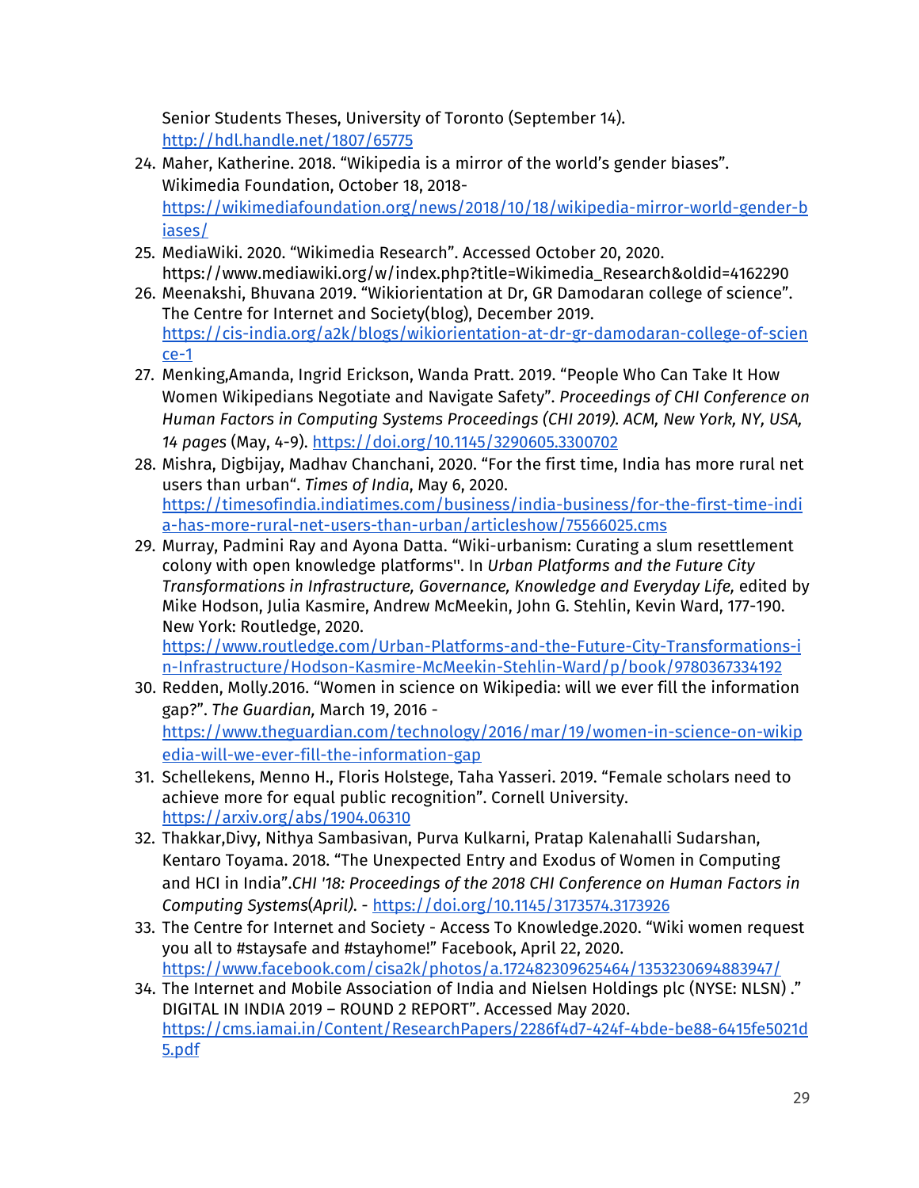Senior Students Theses, University of Toronto (September 14). http://hdl.handle.net/1807/65775

24. Maher, Katherine. 2018. "Wikipedia is a mirror of the world's gender biases". Wikimedia Foundation, October 18, 2018- https://wikimediafoundation.org/news/2018/10/18/wikipedia-mirror-world-gender-biases/
25. MediaWiki. 2020. "Wikimedia Research". Accessed October 20, 2020. https://www.mediawiki.org/w/index.php?title=Wikimedia_Research&oldid=4162290
26. Meenakshi, Bhuvana 2019. "Wikiorientation at Dr, GR Damodaran college of science". The Centre for Internet and Society(blog), December 2019. https://cis-india.org/a2k/blogs/wikiorientation-at-dr-gr-damodaran-college-of-science-1
27. Menking,Amanda, Ingrid Erickson, Wanda Pratt. 2019. "People Who Can Take It How Women Wikipedians Negotiate and Navigate Safety". *Proceedings of CHI Conference on Human Factors in Computing Systems Proceedings (CHI 2019). ACM, New York, NY, USA, 14 pages* (May, 4-9). https://doi.org/10.1145/3290605.3300702
28. Mishra, Digbijay, Madhav Chanchani, 2020. "For the first time, India has more rural net users than urban". *Times of India*, May 6, 2020. https://timesofindia.indiatimes.com/business/india-business/for-the-first-time-india-has-more-rural-net-users-than-urban/articleshow/75566025.cms
29. Murray, Padmini Ray and Ayona Datta. "Wiki-urbanism: Curating a slum resettlement colony with open knowledge platforms''. In *Urban Platforms and the Future City Transformations in Infrastructure, Governance, Knowledge and Everyday Life,* edited by Mike Hodson, Julia Kasmire, Andrew McMeekin, John G. Stehlin, Kevin Ward, 177-190. New York: Routledge, 2020. https://www.routledge.com/Urban-Platforms-and-the-Future-City-Transformations-in-Infrastructure/Hodson-Kasmire-McMeekin-Stehlin-Ward/p/book/9780367334192
30. Redden, Molly.2016. "Women in science on Wikipedia: will we ever fill the information gap?". *The Guardian,* March 19, 2016 - https://www.theguardian.com/technology/2016/mar/19/women-in-science-on-wikipedia-will-we-ever-fill-the-information-gap
31. Schellekens, Menno H., Floris Holstege, Taha Yasseri. 2019. "Female scholars need to achieve more for equal public recognition". Cornell University. https://arxiv.org/abs/1904.06310
32. Thakkar,Divy, Nithya Sambasivan, Purva Kulkarni, Pratap Kalenahalli Sudarshan, Kentaro Toyama. 2018. "The Unexpected Entry and Exodus of Women in Computing and HCI in India".*CHI '18: Proceedings of the 2018 CHI Conference on Human Factors in Computing Systems*(*April*). - https://doi.org/10.1145/3173574.3173926
33. The Centre for Internet and Society - Access To Knowledge.2020. "Wiki women request you all to #staysafe and #stayhome!" Facebook, April 22, 2020. https://www.facebook.com/cisa2k/photos/a.172482309625464/1353230694883947/
34. The Internet and Mobile Association of India and Nielsen Holdings plc (NYSE: NLSN) ." DIGITAL IN INDIA 2019 – ROUND 2 REPORT". Accessed May 2020. https://cms.iamai.in/Content/ResearchPapers/2286f4d7-424f-4bde-be88-6415fe5021d5.pdf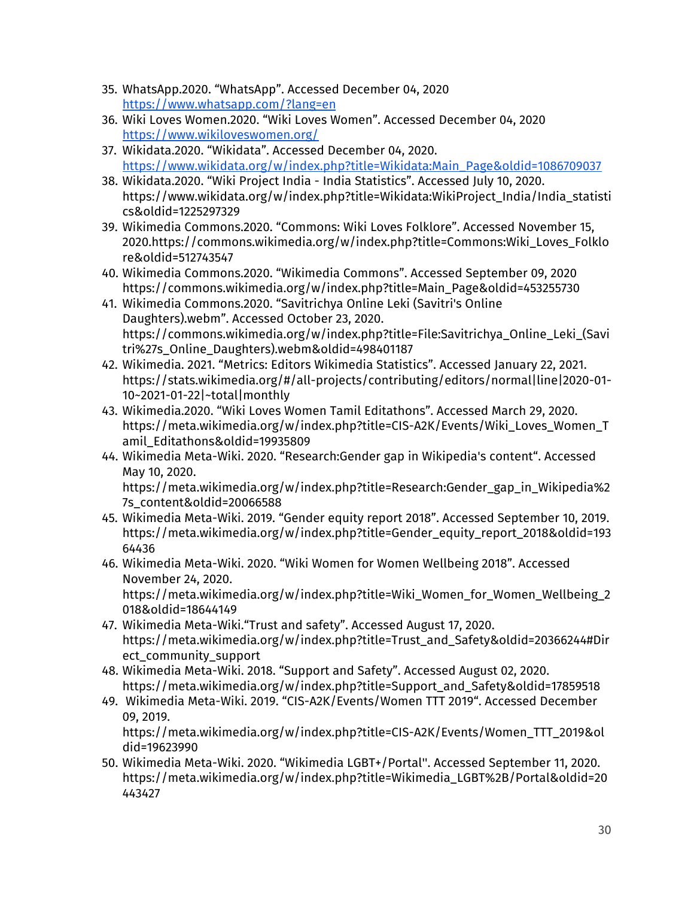35. WhatsApp.2020. “WhatsApp”. Accessed December 04, 2020 [https://www.whatsapp.com/?lang=en](https://www.whatsapp.com/?lang=en)
36. Wiki Loves Women.2020. “Wiki Loves Women”. Accessed December 04, 2020 [https://www.wikiloveswomen.org/](https://www.wikiloveswomen.org/)
37. Wikidata.2020. “Wikidata”. Accessed December 04, 2020. [https://www.wikidata.org/w/index.php?title=Wikidata:Main_Page&oldid=1086709037](https://www.wikidata.org/w/index.php?title=Wikidata:Main_Page&oldid=1086709037)
38. Wikidata.2020. “Wiki Project India - India Statistics”. Accessed July 10, 2020. https://www.wikidata.org/w/index.php?title=Wikidata:WikiProject_India/India_statistics&oldid=1225297329
39. Wikimedia Commons.2020. “Commons: Wiki Loves Folklore”. Accessed November 15, 2020.https://commons.wikimedia.org/w/index.php?title=Commons:Wiki_Loves_Folklore&oldid=512743547
40. Wikimedia Commons.2020. “Wikimedia Commons”. Accessed September 09, 2020 https://commons.wikimedia.org/w/index.php?title=Main_Page&oldid=453255730
41. Wikimedia Commons.2020. “Savitrichya Online Leki (Savitri's Online Daughters).webm”. Accessed October 23, 2020. https://commons.wikimedia.org/w/index.php?title=File:Savitrichya_Online_Leki_(Savitri%27s_Online_Daughters).webm&oldid=498401187
42. Wikimedia. 2021. “Metrics: Editors Wikimedia Statistics”. Accessed January 22, 2021. https://stats.wikimedia.org/#/all-projects/contributing/editors/normal|line|2020-01-10~2021-01-22|~total|monthly
43. Wikimedia.2020. “Wiki Loves Women Tamil Editathons”. Accessed March 29, 2020. https://meta.wikimedia.org/w/index.php?title=CIS-A2K/Events/Wiki_Loves_Women_Tamil_Editathons&oldid=19935809
44. Wikimedia Meta-Wiki. 2020. “Research:Gender gap in Wikipedia's content“. Accessed May 10, 2020. https://meta.wikimedia.org/w/index.php?title=Research:Gender_gap_in_Wikipedia%27s_content&oldid=20066588
45. Wikimedia Meta-Wiki. 2019. “Gender equity report 2018”. Accessed September 10, 2019. https://meta.wikimedia.org/w/index.php?title=Gender_equity_report_2018&oldid=19364436
46. Wikimedia Meta-Wiki. 2020. “Wiki Women for Women Wellbeing 2018”. Accessed November 24, 2020. https://meta.wikimedia.org/w/index.php?title=Wiki_Women_for_Women_Wellbeing_2018&oldid=18644149
47. Wikimedia Meta-Wiki.“Trust and safety”. Accessed August 17, 2020. https://meta.wikimedia.org/w/index.php?title=Trust_and_Safety&oldid=20366244#Direct_community_support
48. Wikimedia Meta-Wiki. 2018. “Support and Safety”. Accessed August 02, 2020. https://meta.wikimedia.org/w/index.php?title=Support_and_Safety&oldid=17859518
49. Wikimedia Meta-Wiki. 2019. “CIS-A2K/Events/Women TTT 2019“. Accessed December 09, 2019. https://meta.wikimedia.org/w/index.php?title=CIS-A2K/Events/Women_TTT_2019&oldid=19623990
50. Wikimedia Meta-Wiki. 2020. “Wikimedia LGBT+/Portal''. Accessed September 11, 2020. https://meta.wikimedia.org/w/index.php?title=Wikimedia_LGBT%2B/Portal&oldid=20443427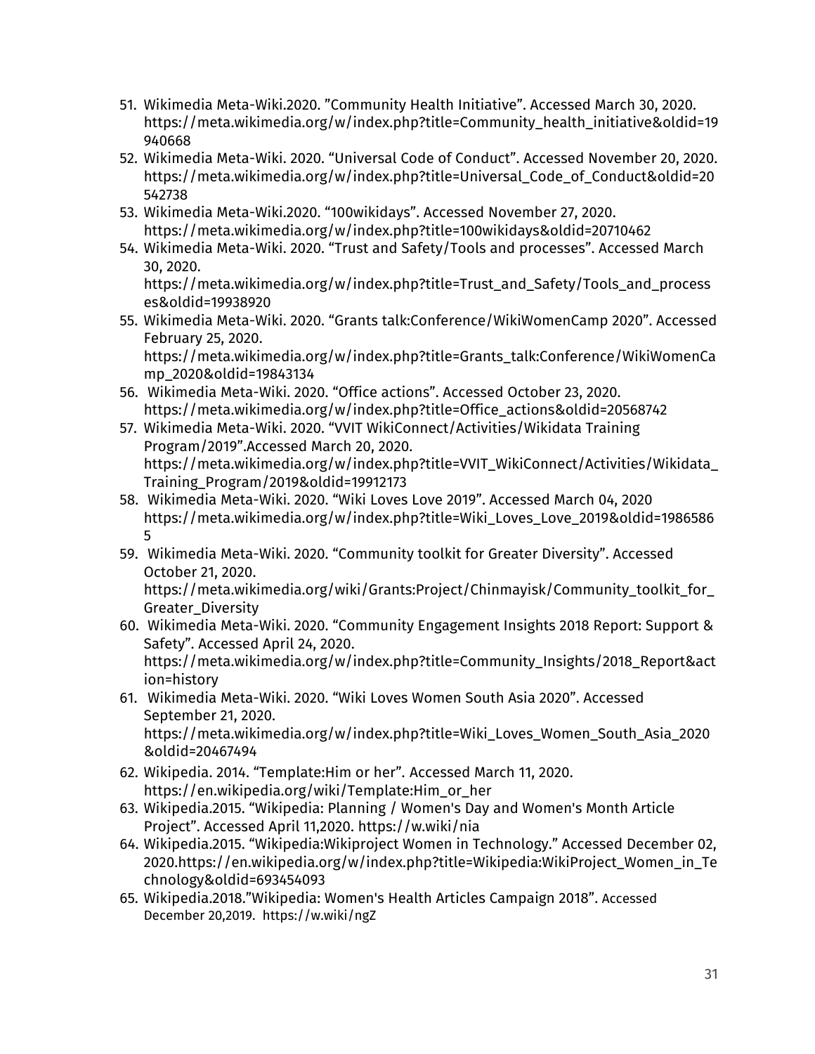51. Wikimedia Meta-Wiki.2020. "Community Health Initiative". Accessed March 30, 2020. https://meta.wikimedia.org/w/index.php?title=Community_health_initiative&oldid=19940668
52. Wikimedia Meta-Wiki. 2020. "Universal Code of Conduct". Accessed November 20, 2020. https://meta.wikimedia.org/w/index.php?title=Universal_Code_of_Conduct&oldid=20542738
53. Wikimedia Meta-Wiki.2020. "100wikidays". Accessed November 27, 2020. https://meta.wikimedia.org/w/index.php?title=100wikidays&oldid=20710462
54. Wikimedia Meta-Wiki. 2020. "Trust and Safety/Tools and processes". Accessed March 30, 2020. https://meta.wikimedia.org/w/index.php?title=Trust_and_Safety/Tools_and_processes&oldid=19938920
55. Wikimedia Meta-Wiki. 2020. "Grants talk:Conference/WikiWomenCamp 2020". Accessed February 25, 2020. https://meta.wikimedia.org/w/index.php?title=Grants_talk:Conference/WikiWomenCamp_2020&oldid=19843134
56. Wikimedia Meta-Wiki. 2020. "Office actions". Accessed October 23, 2020. https://meta.wikimedia.org/w/index.php?title=Office_actions&oldid=20568742
57. Wikimedia Meta-Wiki. 2020. "VVIT WikiConnect/Activities/Wikidata Training Program/2019".Accessed March 20, 2020. https://meta.wikimedia.org/w/index.php?title=VVIT_WikiConnect/Activities/Wikidata_Training_Program/2019&oldid=19912173
58. Wikimedia Meta-Wiki. 2020. "Wiki Loves Love 2019". Accessed March 04, 2020 https://meta.wikimedia.org/w/index.php?title=Wiki_Loves_Love_2019&oldid=19865865
59. Wikimedia Meta-Wiki. 2020. "Community toolkit for Greater Diversity". Accessed October 21, 2020. https://meta.wikimedia.org/wiki/Grants:Project/Chinmayisk/Community_toolkit_for_Greater_Diversity
60. Wikimedia Meta-Wiki. 2020. "Community Engagement Insights 2018 Report: Support & Safety". Accessed April 24, 2020. https://meta.wikimedia.org/w/index.php?title=Community_Insights/2018_Report&action=history
61. Wikimedia Meta-Wiki. 2020. "Wiki Loves Women South Asia 2020". Accessed September 21, 2020. https://meta.wikimedia.org/w/index.php?title=Wiki_Loves_Women_South_Asia_2020&oldid=20467494
62. Wikipedia. 2014. "Template:Him or her". Accessed March 11, 2020. https://en.wikipedia.org/wiki/Template:Him_or_her
63. Wikipedia.2015. "Wikipedia: Planning / Women's Day and Women's Month Article Project". Accessed April 11,2020. https://w.wiki/nia
64. Wikipedia.2015. "Wikipedia:Wikiproject Women in Technology." Accessed December 02, 2020.https://en.wikipedia.org/w/index.php?title=Wikipedia:WikiProject_Women_in_Technology&oldid=693454093
65. Wikipedia.2018."Wikipedia: Women's Health Articles Campaign 2018". Accessed December 20,2019. https://w.wiki/ngZ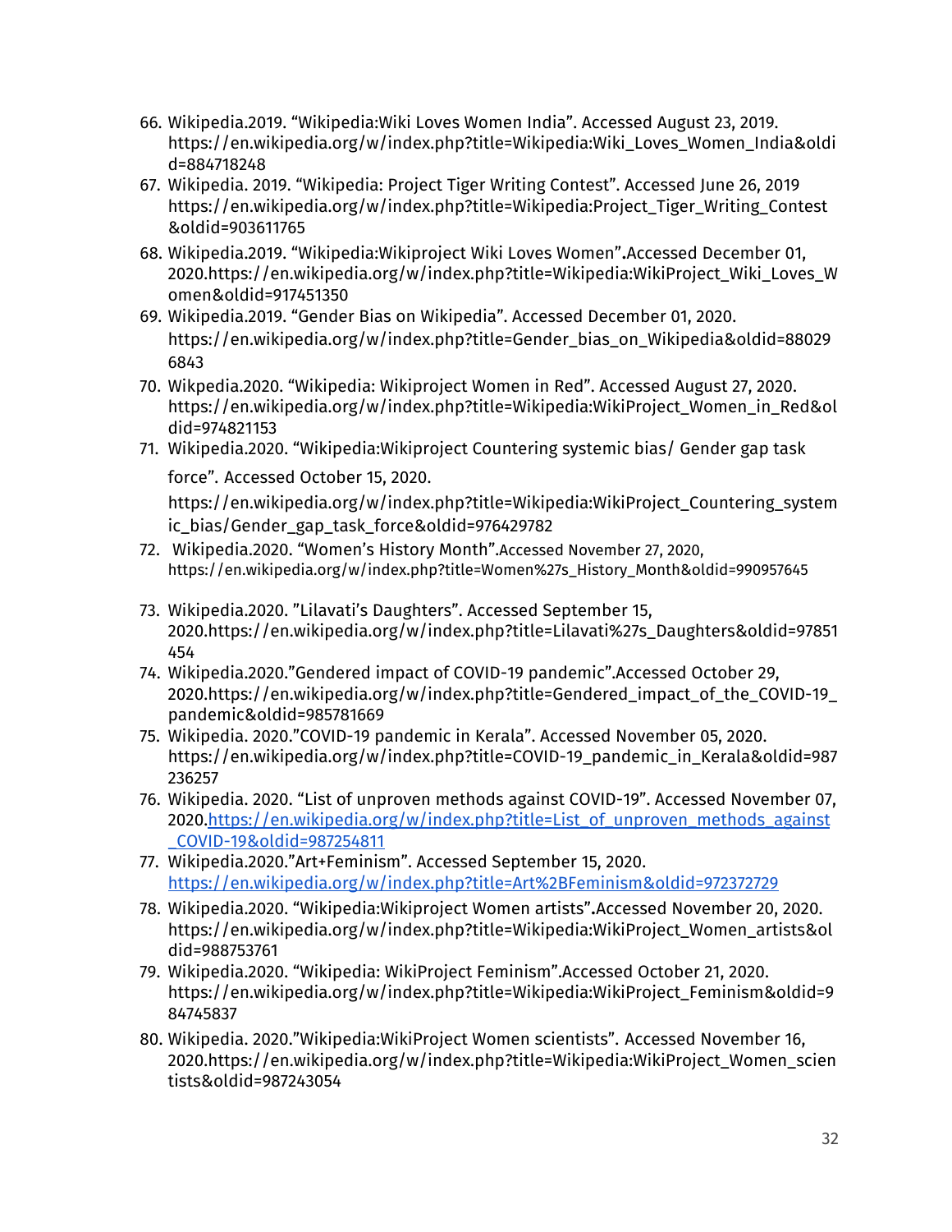66. Wikipedia.2019. “Wikipedia:Wiki Loves Women India”. Accessed August 23, 2019. https://en.wikipedia.org/w/index.php?title=Wikipedia:Wiki_Loves_Women_India&oldid=884718248
67. Wikipedia. 2019. “Wikipedia: Project Tiger Writing Contest”. Accessed June 26, 2019 https://en.wikipedia.org/w/index.php?title=Wikipedia:Project_Tiger_Writing_Contest&oldid=903611765
68. Wikipedia.2019. “Wikipedia:Wikiproject Wiki Loves Women”.Accessed December 01, 2020.https://en.wikipedia.org/w/index.php?title=Wikipedia:WikiProject_Wiki_Loves_Women&oldid=917451350
69. Wikipedia.2019. “Gender Bias on Wikipedia”. Accessed December 01, 2020. https://en.wikipedia.org/w/index.php?title=Gender_bias_on_Wikipedia&oldid=880296843
70. Wikpedia.2020. “Wikipedia: Wikiproject Women in Red”. Accessed August 27, 2020. https://en.wikipedia.org/w/index.php?title=Wikipedia:WikiProject_Women_in_Red&oldid=974821153
71. Wikipedia.2020. “Wikipedia:Wikiproject Countering systemic bias/ Gender gap task force”. Accessed October 15, 2020. https://en.wikipedia.org/w/index.php?title=Wikipedia:WikiProject_Countering_systemic_bias/Gender_gap_task_force&oldid=976429782
72. Wikipedia.2020. “Women’s History Month”.Accessed November 27, 2020, https://en.wikipedia.org/w/index.php?title=Women%27s_History_Month&oldid=990957645
73. Wikipedia.2020. ”Lilavati’s Daughters”. Accessed September 15, 2020.https://en.wikipedia.org/w/index.php?title=Lilavati%27s_Daughters&oldid=97851454
74. Wikipedia.2020.”Gendered impact of COVID-19 pandemic”.Accessed October 29, 2020.https://en.wikipedia.org/w/index.php?title=Gendered_impact_of_the_COVID-19_pandemic&oldid=985781669
75. Wikipedia. 2020.”COVID-19 pandemic in Kerala”. Accessed November 05, 2020. https://en.wikipedia.org/w/index.php?title=COVID-19_pandemic_in_Kerala&oldid=987236257
76. Wikipedia. 2020. “List of unproven methods against COVID-19”. Accessed November 07, 2020.https://en.wikipedia.org/w/index.php?title=List_of_unproven_methods_against_COVID-19&oldid=987254811
77. Wikipedia.2020.”Art+Feminism”. Accessed September 15, 2020. https://en.wikipedia.org/w/index.php?title=Art%2BFeminism&oldid=972372729
78. Wikipedia.2020. “Wikipedia:Wikiproject Women artists”.Accessed November 20, 2020. https://en.wikipedia.org/w/index.php?title=Wikipedia:WikiProject_Women_artists&oldid=988753761
79. Wikipedia.2020. “Wikipedia: WikiProject Feminism”.Accessed October 21, 2020. https://en.wikipedia.org/w/index.php?title=Wikipedia:WikiProject_Feminism&oldid=984745837
80. Wikipedia. 2020.”Wikipedia:WikiProject Women scientists”. Accessed November 16, 2020.https://en.wikipedia.org/w/index.php?title=Wikipedia:WikiProject_Women_scientists&oldid=987243054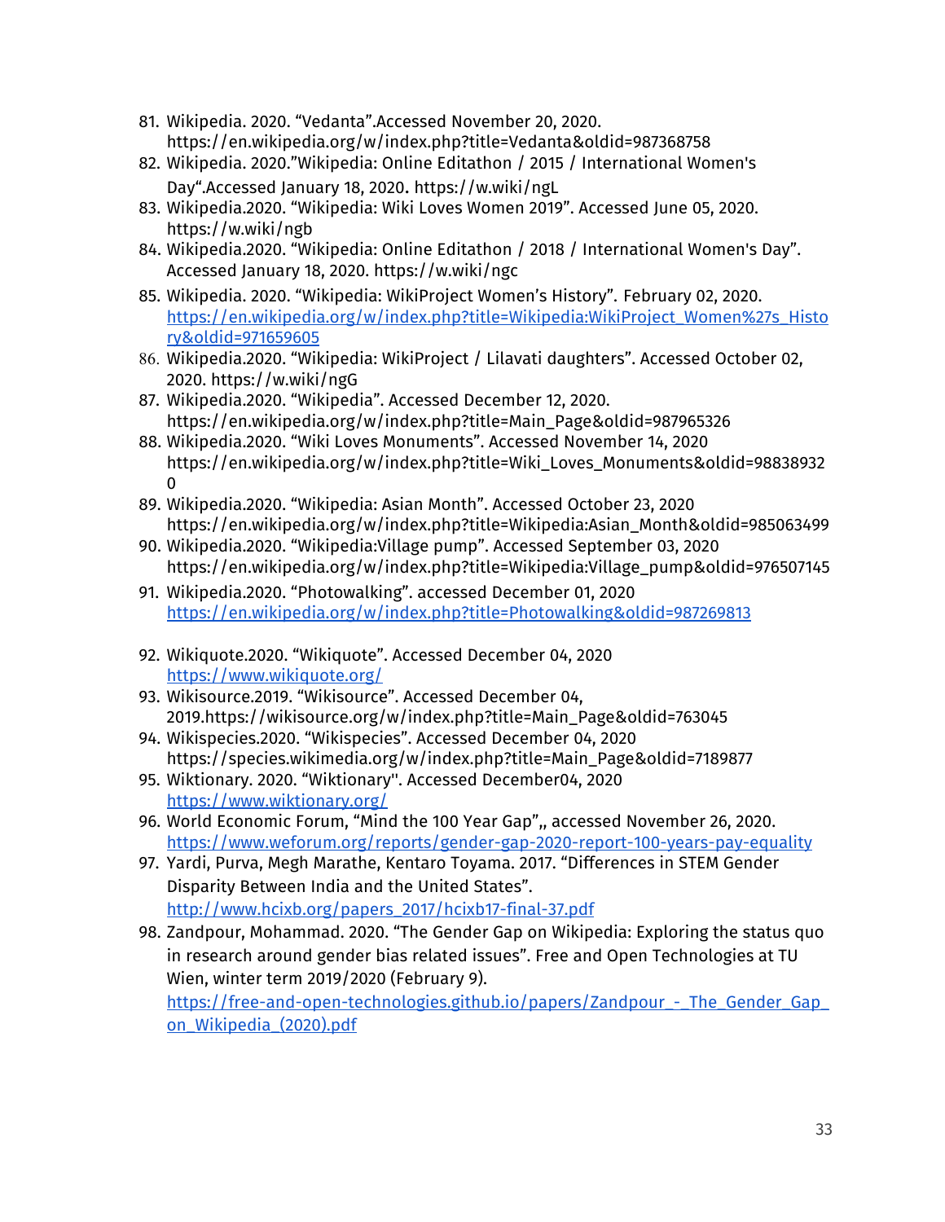81. Wikipedia. 2020. “Vedanta”.Accessed November 20, 2020. https://en.wikipedia.org/w/index.php?title=Vedanta&oldid=987368758
82. Wikipedia. 2020.”Wikipedia: Online Editathon / 2015 / International Women's Day“.Accessed January 18, 2020. https://w.wiki/ngL
83. Wikipedia.2020. “Wikipedia: Wiki Loves Women 2019”. Accessed June 05, 2020. https://w.wiki/ngb
84. Wikipedia.2020. “Wikipedia: Online Editathon / 2018 / International Women's Day”. Accessed January 18, 2020. https://w.wiki/ngc
85. Wikipedia. 2020. “Wikipedia: WikiProject Women’s History”. February 02, 2020. https://en.wikipedia.org/w/index.php?title=Wikipedia:WikiProject_Women%27s_History&oldid=971659605
86. Wikipedia.2020. “Wikipedia: WikiProject / Lilavati daughters”. Accessed October 02, 2020. https://w.wiki/ngG
87. Wikipedia.2020. “Wikipedia”. Accessed December 12, 2020. https://en.wikipedia.org/w/index.php?title=Main_Page&oldid=987965326
88. Wikipedia.2020. “Wiki Loves Monuments”. Accessed November 14, 2020 https://en.wikipedia.org/w/index.php?title=Wiki_Loves_Monuments&oldid=988389320
89. Wikipedia.2020. “Wikipedia: Asian Month”. Accessed October 23, 2020 https://en.wikipedia.org/w/index.php?title=Wikipedia:Asian_Month&oldid=985063499
90. Wikipedia.2020. “Wikipedia:Village pump”. Accessed September 03, 2020 https://en.wikipedia.org/w/index.php?title=Wikipedia:Village_pump&oldid=976507145
91. Wikipedia.2020. “Photowalking”. accessed December 01, 2020 https://en.wikipedia.org/w/index.php?title=Photowalking&oldid=987269813
92. Wikiquote.2020. “Wikiquote”. Accessed December 04, 2020 https://www.wikiquote.org/
93. Wikisource.2019. “Wikisource”. Accessed December 04, 2019.https://wikisource.org/w/index.php?title=Main_Page&oldid=763045
94. Wikispecies.2020. “Wikispecies”. Accessed December 04, 2020 https://species.wikimedia.org/w/index.php?title=Main_Page&oldid=7189877
95. Wiktionary. 2020. “Wiktionary''. Accessed December04, 2020 https://www.wiktionary.org/
96. World Economic Forum, “Mind the 100 Year Gap”,, accessed November 26, 2020. https://www.weforum.org/reports/gender-gap-2020-report-100-years-pay-equality
97. Yardi, Purva, Megh Marathe, Kentaro Toyama. 2017. “Differences in STEM Gender Disparity Between India and the United States”. http://www.hcixb.org/papers_2017/hcixb17-final-37.pdf
98. Zandpour, Mohammad. 2020. “The Gender Gap on Wikipedia: Exploring the status quo in research around gender bias related issues”. Free and Open Technologies at TU Wien, winter term 2019/2020 (February 9). https://free-and-open-technologies.github.io/papers/Zandpour_-_The_Gender_Gap_on_Wikipedia_(2020).pdf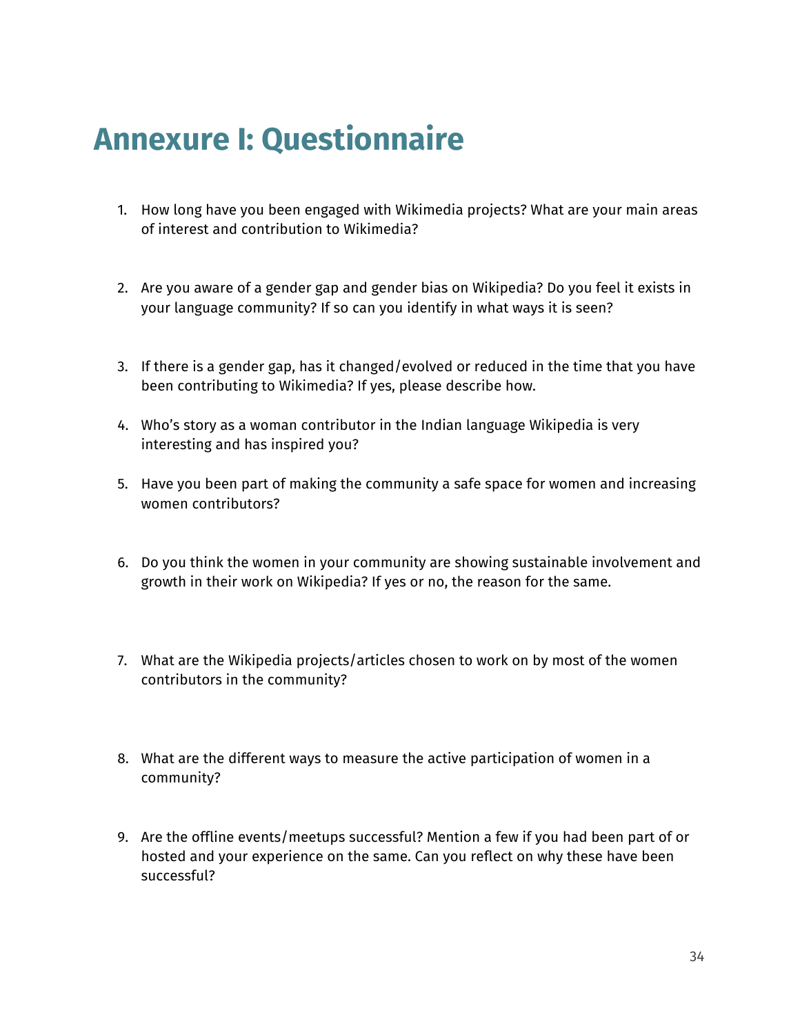# Annexure I: Questionnaire

1. How long have you been engaged with Wikimedia projects? What are your main areas of interest and contribution to Wikimedia?

2. Are you aware of a gender gap and gender bias on Wikipedia? Do you feel it exists in your language community? If so can you identify in what ways it is seen?

3. If there is a gender gap, has it changed/evolved or reduced in the time that you have been contributing to Wikimedia? If yes, please describe how.

4. Who's story as a woman contributor in the Indian language Wikipedia is very interesting and has inspired you?

5. Have you been part of making the community a safe space for women and increasing women contributors?

6. Do you think the women in your community are showing sustainable involvement and growth in their work on Wikipedia? If yes or no, the reason for the same.

7. What are the Wikipedia projects/articles chosen to work on by most of the women contributors in the community?

8. What are the different ways to measure the active participation of women in a community?

9. Are the offline events/meetups successful? Mention a few if you had been part of or hosted and your experience on the same. Can you reflect on why these have been successful?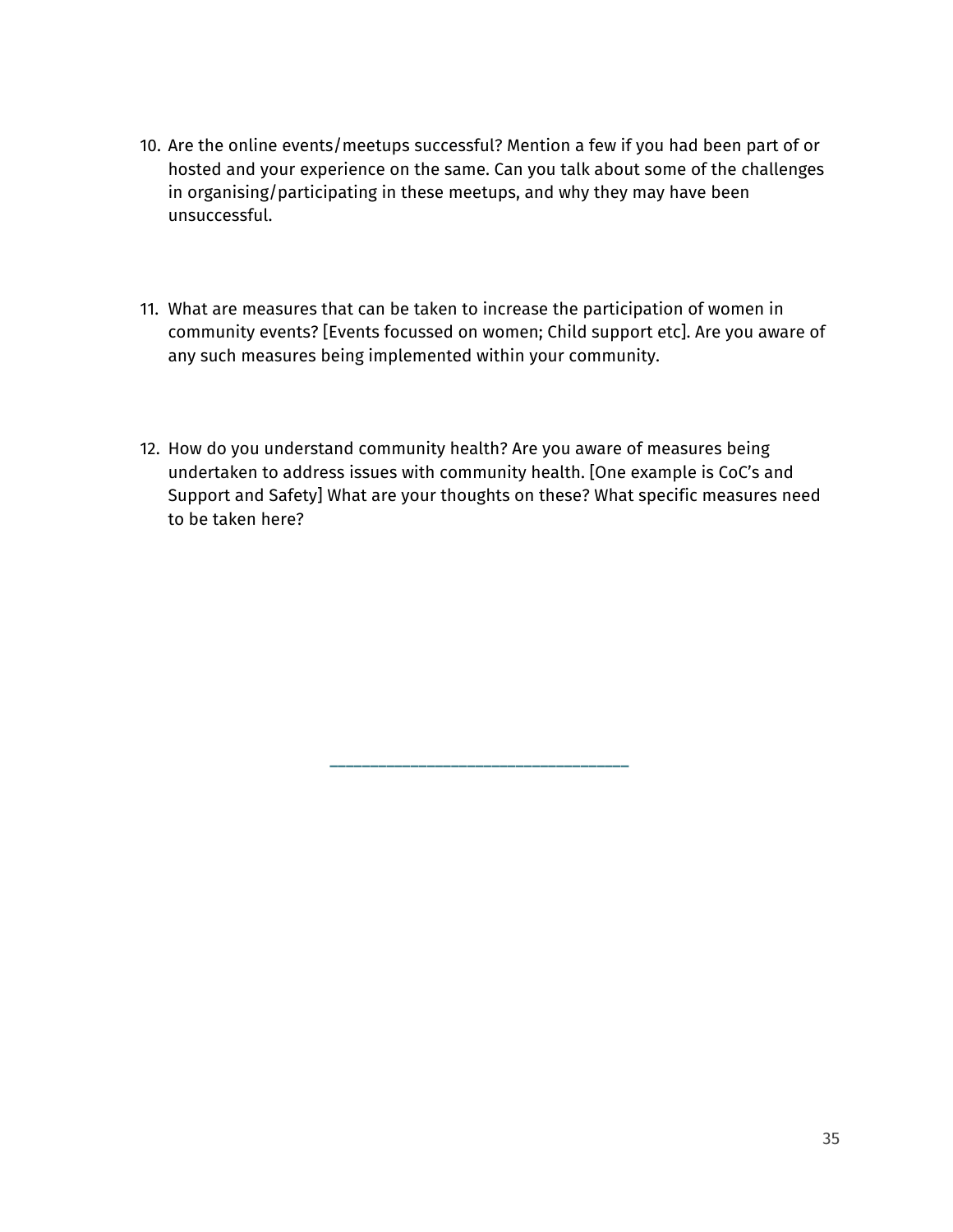10. Are the online events/meetups successful? Mention a few if you had been part of or hosted and your experience on the same. Can you talk about some of the challenges in organising/participating in these meetups, and why they may have been unsuccessful.

11. What are measures that can be taken to increase the participation of women in community events? [Events focussed on women; Child support etc]. Are you aware of any such measures being implemented within your community.

12. How do you understand community health? Are you aware of measures being undertaken to address issues with community health. [One example is CoC's and Support and Safety] What are your thoughts on these? What specific measures need to be taken here?

---